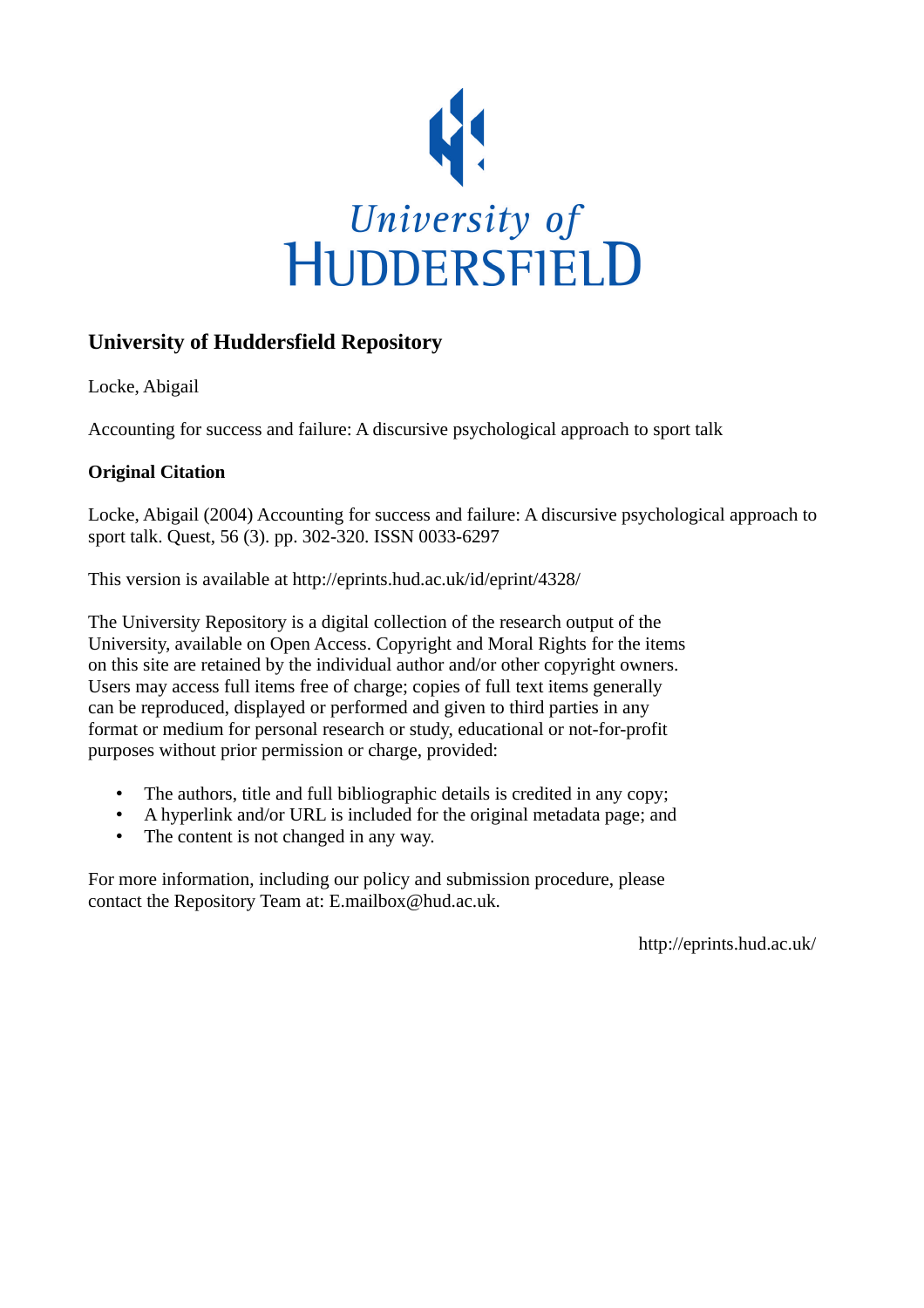University of HUDDERSFIELD

## University of Huddersfield Repository

Locke, Abigail

Accounting for success and failure: A discursive psychological approach to sport talk

**Original Citation**

Locke, Abigail (2004) Accounting for success and failure: A discursive psychological approach to sport talk. Quest, 56 (3). pp. 302-320. ISSN 0033-6297

This version is available at http://eprints.hud.ac.uk/id/eprint/4328/

The University Repository is a digital collection of the research output of the University, available on Open Access. Copyright and Moral Rights for the items on this site are retained by the individual author and/or other copyright owners. Users may access full items free of charge; copies of full text items generally can be reproduced, displayed or performed and given to third parties in any format or medium for personal research or study, educational or not-for-profit purposes without prior permission or charge, provided:

- The authors, title and full bibliographic details is credited in any copy;
- A hyperlink and/or URL is included for the original metadata page; and
- The content is not changed in any way.

For more information, including our policy and submission procedure, please contact the Repository Team at: E.mailbox@hud.ac.uk.

http://eprints.hud.ac.uk/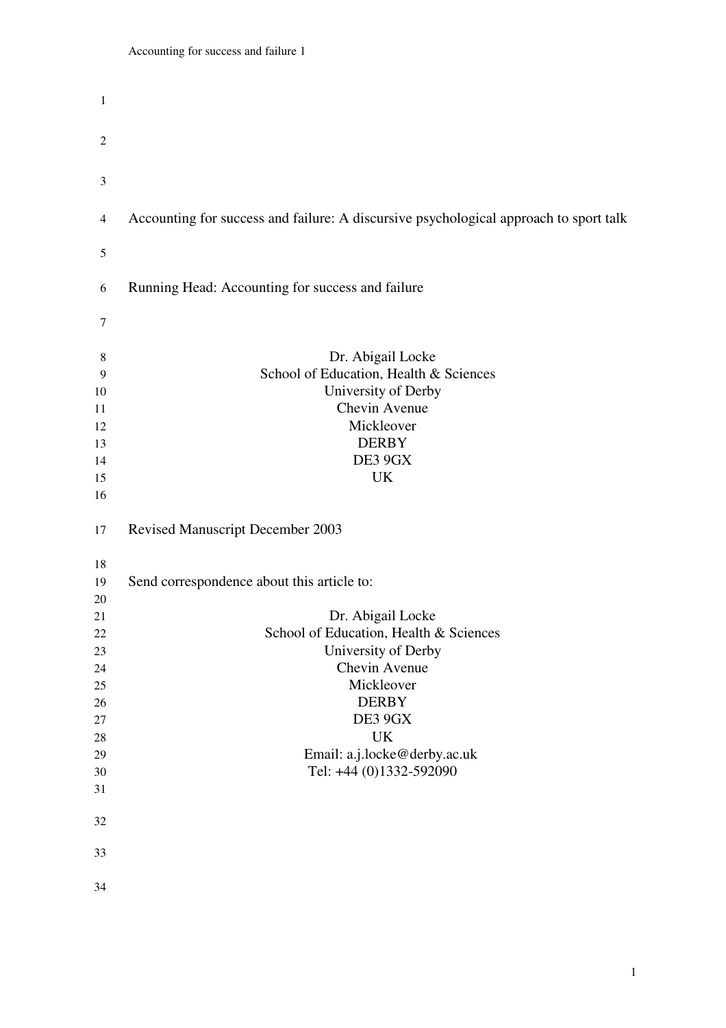# Accounting for success and failure: A discursive psychological approach to sport talk

Running Head: Accounting for success and failure

Dr. Abigail Locke
School of Education, Health & Sciences
University of Derby
Chevin Avenue
Mickleover
DERBY
DE3 9GX
UK

Revised Manuscript December 2003

Send correspondence about this article to:

Dr. Abigail Locke
School of Education, Health & Sciences
University of Derby
Chevin Avenue
Mickleover
DERBY
DE3 9GX
UK
Email: a.j.locke@derby.ac.uk
Tel: +44 (0)1332-592090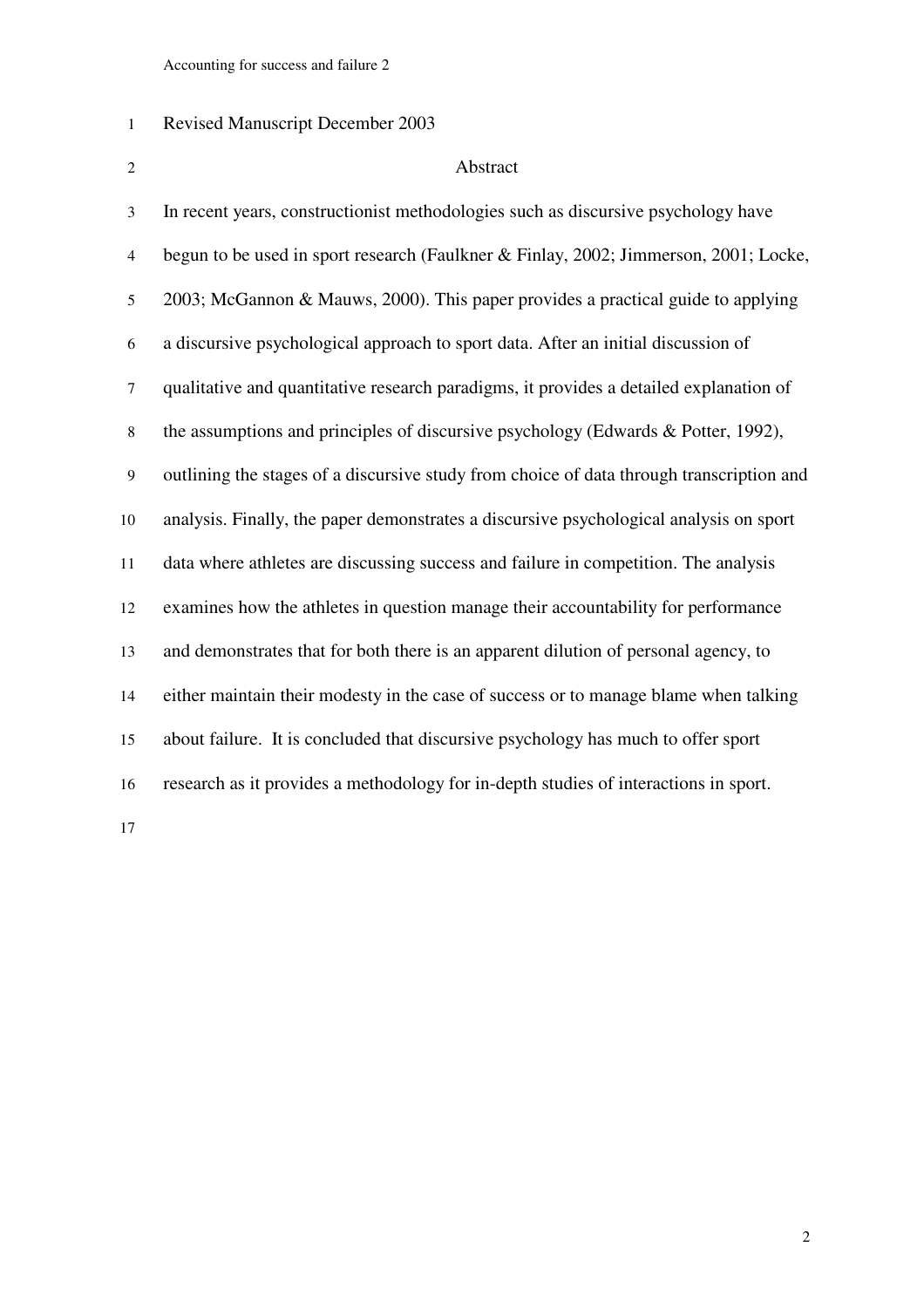Revised Manuscript December 2003

## Abstract

In recent years, constructionist methodologies such as discursive psychology have begun to be used in sport research (Faulkner & Finlay, 2002; Jimmerson, 2001; Locke, 2003; McGannon & Mauws, 2000). This paper provides a practical guide to applying a discursive psychological approach to sport data. After an initial discussion of qualitative and quantitative research paradigms, it provides a detailed explanation of the assumptions and principles of discursive psychology (Edwards & Potter, 1992), outlining the stages of a discursive study from choice of data through transcription and analysis. Finally, the paper demonstrates a discursive psychological analysis on sport data where athletes are discussing success and failure in competition. The analysis examines how the athletes in question manage their accountability for performance and demonstrates that for both there is an apparent dilution of personal agency, to either maintain their modesty in the case of success or to manage blame when talking about failure. It is concluded that discursive psychology has much to offer sport research as it provides a methodology for in-depth studies of interactions in sport.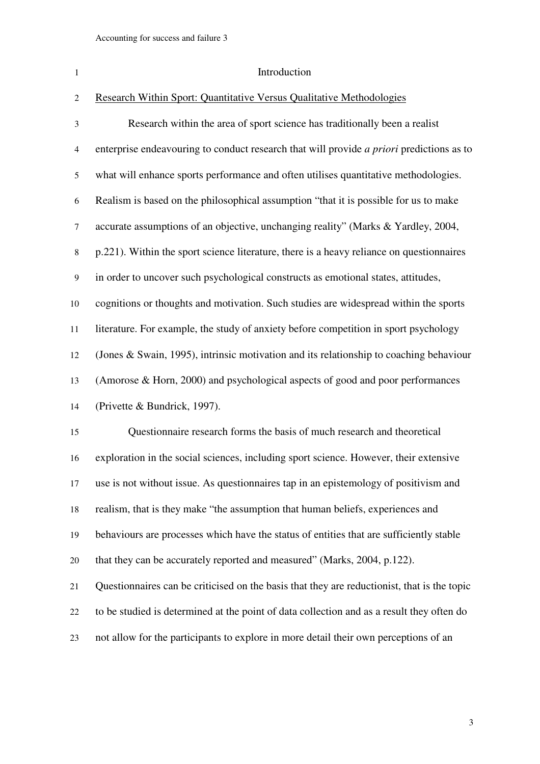# Introduction

## Research Within Sport: Quantitative Versus Qualitative Methodologies

Research within the area of sport science has traditionally been a realist enterprise endeavouring to conduct research that will provide *a priori* predictions as to what will enhance sports performance and often utilises quantitative methodologies. Realism is based on the philosophical assumption "that it is possible for us to make accurate assumptions of an objective, unchanging reality" (Marks & Yardley, 2004, p.221). Within the sport science literature, there is a heavy reliance on questionnaires in order to uncover such psychological constructs as emotional states, attitudes, cognitions or thoughts and motivation. Such studies are widespread within the sports literature. For example, the study of anxiety before competition in sport psychology (Jones & Swain, 1995), intrinsic motivation and its relationship to coaching behaviour (Amorose & Horn, 2000) and psychological aspects of good and poor performances (Privette & Bundrick, 1997).

Questionnaire research forms the basis of much research and theoretical exploration in the social sciences, including sport science. However, their extensive use is not without issue. As questionnaires tap in an epistemology of positivism and realism, that is they make "the assumption that human beliefs, experiences and behaviours are processes which have the status of entities that are sufficiently stable that they can be accurately reported and measured" (Marks, 2004, p.122). Questionnaires can be criticised on the basis that they are reductionist, that is the topic to be studied is determined at the point of data collection and as a result they often do not allow for the participants to explore in more detail their own perceptions of an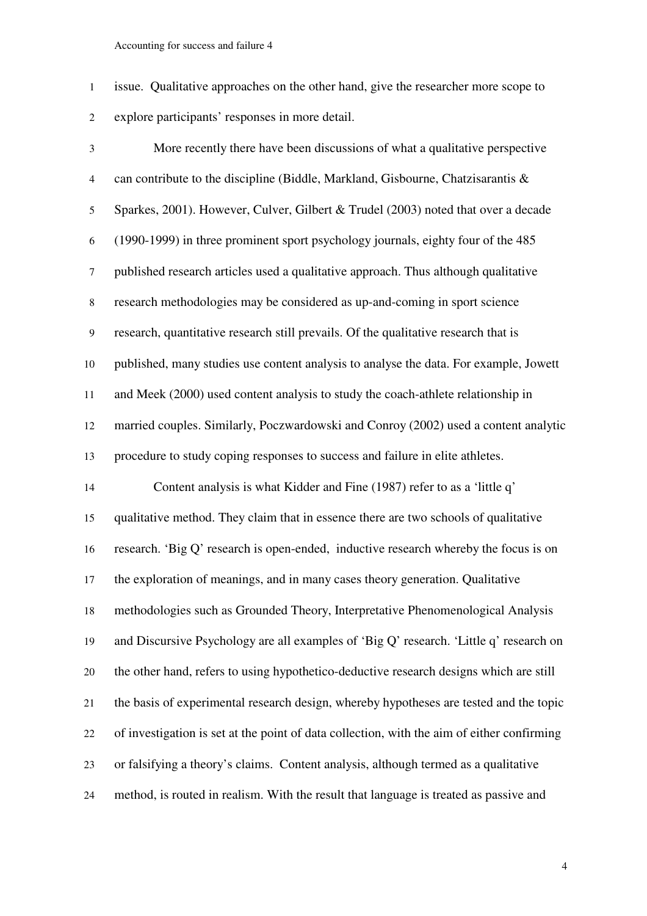issue. Qualitative approaches on the other hand, give the researcher more scope to explore participants' responses in more detail.

More recently there have been discussions of what a qualitative perspective can contribute to the discipline (Biddle, Markland, Gisbourne, Chatzisarantis & Sparkes, 2001). However, Culver, Gilbert & Trudel (2003) noted that over a decade (1990-1999) in three prominent sport psychology journals, eighty four of the 485 published research articles used a qualitative approach. Thus although qualitative research methodologies may be considered as up-and-coming in sport science research, quantitative research still prevails. Of the qualitative research that is published, many studies use content analysis to analyse the data. For example, Jowett and Meek (2000) used content analysis to study the coach-athlete relationship in married couples. Similarly, Poczwardowski and Conroy (2002) used a content analytic procedure to study coping responses to success and failure in elite athletes.

Content analysis is what Kidder and Fine (1987) refer to as a 'little q' qualitative method. They claim that in essence there are two schools of qualitative research. 'Big Q' research is open-ended, inductive research whereby the focus is on the exploration of meanings, and in many cases theory generation. Qualitative methodologies such as Grounded Theory, Interpretative Phenomenological Analysis and Discursive Psychology are all examples of 'Big Q' research. 'Little q' research on the other hand, refers to using hypothetico-deductive research designs which are still the basis of experimental research design, whereby hypotheses are tested and the topic of investigation is set at the point of data collection, with the aim of either confirming or falsifying a theory's claims. Content analysis, although termed as a qualitative method, is routed in realism. With the result that language is treated as passive and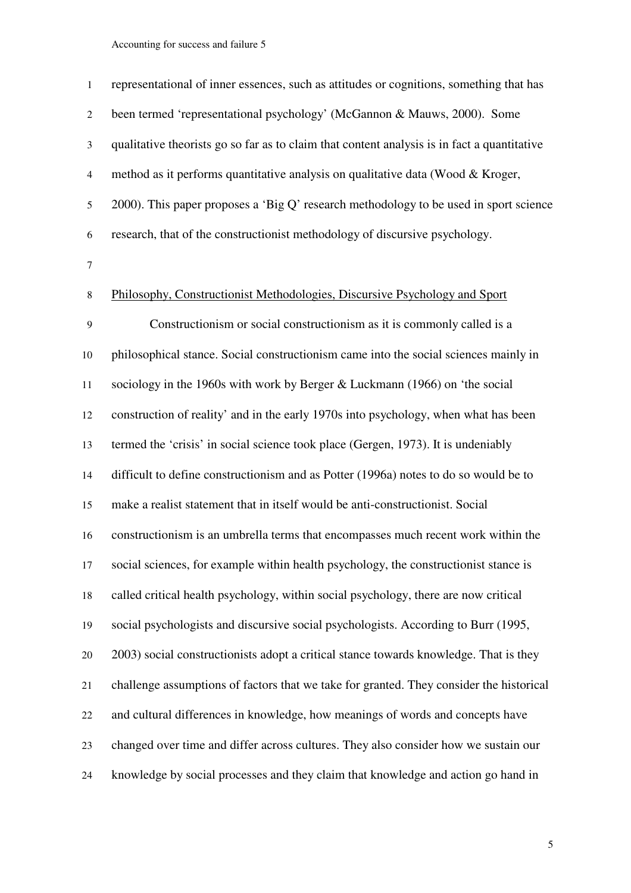representational of inner essences, such as attitudes or cognitions, something that has been termed 'representational psychology' (McGannon & Mauws, 2000). Some qualitative theorists go so far as to claim that content analysis is in fact a quantitative method as it performs quantitative analysis on qualitative data (Wood & Kroger, 2000). This paper proposes a 'Big Q' research methodology to be used in sport science research, that of the constructionist methodology of discursive psychology.

## Philosophy, Constructionist Methodologies, Discursive Psychology and Sport

Constructionism or social constructionism as it is commonly called is a philosophical stance. Social constructionism came into the social sciences mainly in sociology in the 1960s with work by Berger & Luckmann (1966) on 'the social construction of reality' and in the early 1970s into psychology, when what has been termed the 'crisis' in social science took place (Gergen, 1973). It is undeniably difficult to define constructionism and as Potter (1996a) notes to do so would be to make a realist statement that in itself would be anti-constructionist. Social constructionism is an umbrella terms that encompasses much recent work within the social sciences, for example within health psychology, the constructionist stance is called critical health psychology, within social psychology, there are now critical social psychologists and discursive social psychologists. According to Burr (1995, 2003) social constructionists adopt a critical stance towards knowledge. That is they challenge assumptions of factors that we take for granted. They consider the historical and cultural differences in knowledge, how meanings of words and concepts have changed over time and differ across cultures. They also consider how we sustain our knowledge by social processes and they claim that knowledge and action go hand in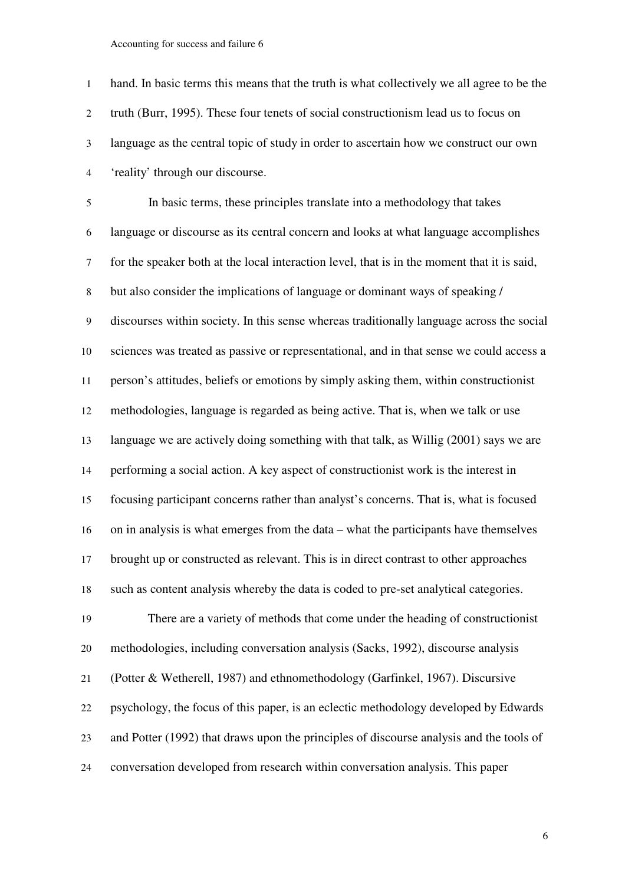hand. In basic terms this means that the truth is what collectively we all agree to be the truth (Burr, 1995). These four tenets of social constructionism lead us to focus on language as the central topic of study in order to ascertain how we construct our own 'reality' through our discourse.

In basic terms, these principles translate into a methodology that takes language or discourse as its central concern and looks at what language accomplishes for the speaker both at the local interaction level, that is in the moment that it is said, but also consider the implications of language or dominant ways of speaking / discourses within society. In this sense whereas traditionally language across the social sciences was treated as passive or representational, and in that sense we could access a person's attitudes, beliefs or emotions by simply asking them, within constructionist methodologies, language is regarded as being active. That is, when we talk or use language we are actively doing something with that talk, as Willig (2001) says we are performing a social action. A key aspect of constructionist work is the interest in focusing participant concerns rather than analyst's concerns. That is, what is focused on in analysis is what emerges from the data – what the participants have themselves brought up or constructed as relevant. This is in direct contrast to other approaches such as content analysis whereby the data is coded to pre-set analytical categories.

There are a variety of methods that come under the heading of constructionist methodologies, including conversation analysis (Sacks, 1992), discourse analysis (Potter & Wetherell, 1987) and ethnomethodology (Garfinkel, 1967). Discursive psychology, the focus of this paper, is an eclectic methodology developed by Edwards and Potter (1992) that draws upon the principles of discourse analysis and the tools of conversation developed from research within conversation analysis. This paper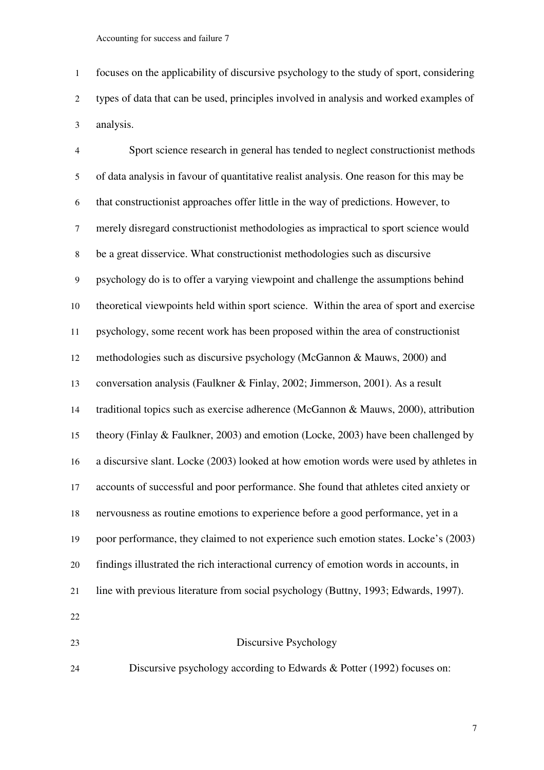focuses on the applicability of discursive psychology to the study of sport, considering types of data that can be used, principles involved in analysis and worked examples of analysis.

Sport science research in general has tended to neglect constructionist methods of data analysis in favour of quantitative realist analysis. One reason for this may be that constructionist approaches offer little in the way of predictions. However, to merely disregard constructionist methodologies as impractical to sport science would be a great disservice. What constructionist methodologies such as discursive psychology do is to offer a varying viewpoint and challenge the assumptions behind theoretical viewpoints held within sport science. Within the area of sport and exercise psychology, some recent work has been proposed within the area of constructionist methodologies such as discursive psychology (McGannon & Mauws, 2000) and conversation analysis (Faulkner & Finlay, 2002; Jimmerson, 2001). As a result traditional topics such as exercise adherence (McGannon & Mauws, 2000), attribution theory (Finlay & Faulkner, 2003) and emotion (Locke, 2003) have been challenged by a discursive slant. Locke (2003) looked at how emotion words were used by athletes in accounts of successful and poor performance. She found that athletes cited anxiety or nervousness as routine emotions to experience before a good performance, yet in a poor performance, they claimed to not experience such emotion states. Locke's (2003) findings illustrated the rich interactional currency of emotion words in accounts, in line with previous literature from social psychology (Buttny, 1993; Edwards, 1997).

## Discursive Psychology

Discursive psychology according to Edwards & Potter (1992) focuses on: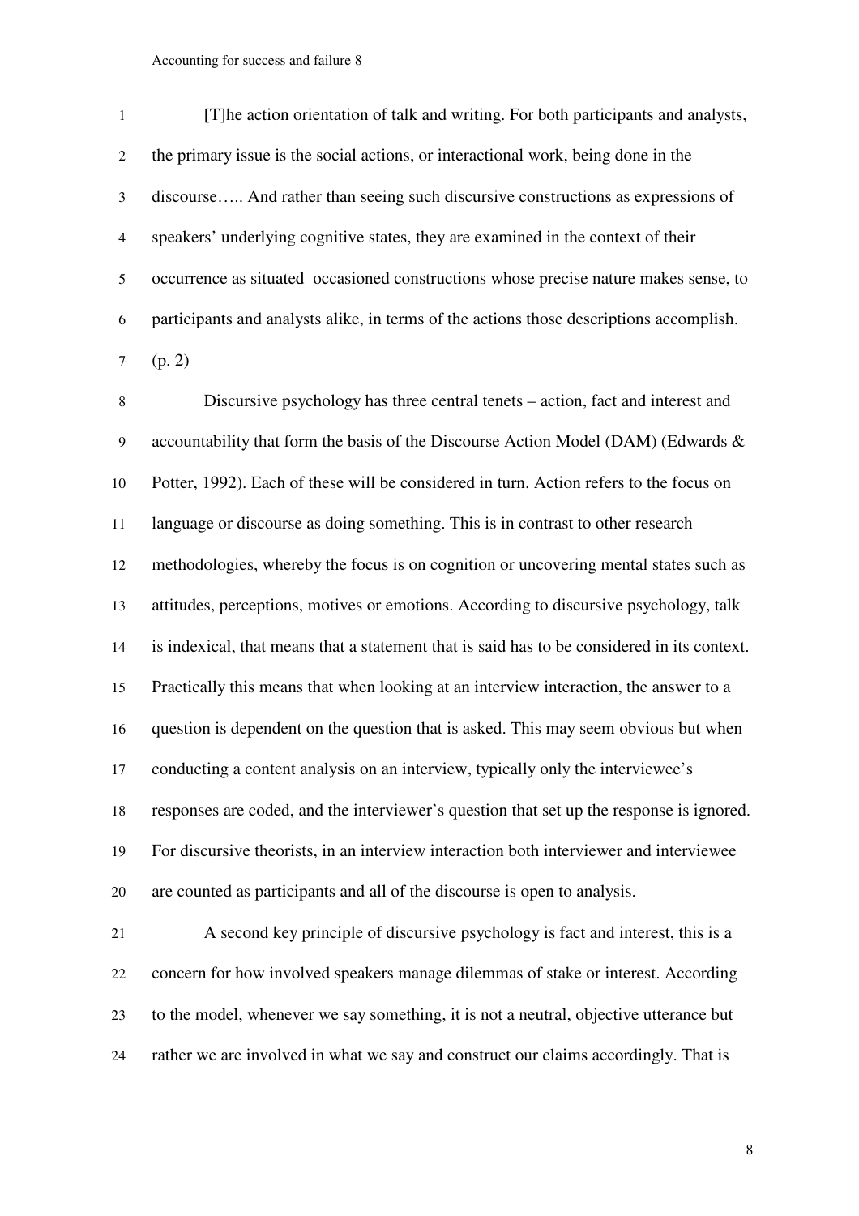> [T]he action orientation of talk and writing. For both participants and analysts, the primary issue is the social actions, or interactional work, being done in the discourse….. And rather than seeing such discursive constructions as expressions of speakers' underlying cognitive states, they are examined in the context of their occurrence as situated occasioned constructions whose precise nature makes sense, to participants and analysts alike, in terms of the actions those descriptions accomplish. (p. 2)

Discursive psychology has three central tenets – action, fact and interest and accountability that form the basis of the Discourse Action Model (DAM) (Edwards & Potter, 1992). Each of these will be considered in turn. Action refers to the focus on language or discourse as doing something. This is in contrast to other research methodologies, whereby the focus is on cognition or uncovering mental states such as attitudes, perceptions, motives or emotions. According to discursive psychology, talk is indexical, that means that a statement that is said has to be considered in its context. Practically this means that when looking at an interview interaction, the answer to a question is dependent on the question that is asked. This may seem obvious but when conducting a content analysis on an interview, typically only the interviewee's responses are coded, and the interviewer's question that set up the response is ignored. For discursive theorists, in an interview interaction both interviewer and interviewee are counted as participants and all of the discourse is open to analysis.

A second key principle of discursive psychology is fact and interest, this is a concern for how involved speakers manage dilemmas of stake or interest. According to the model, whenever we say something, it is not a neutral, objective utterance but rather we are involved in what we say and construct our claims accordingly. That is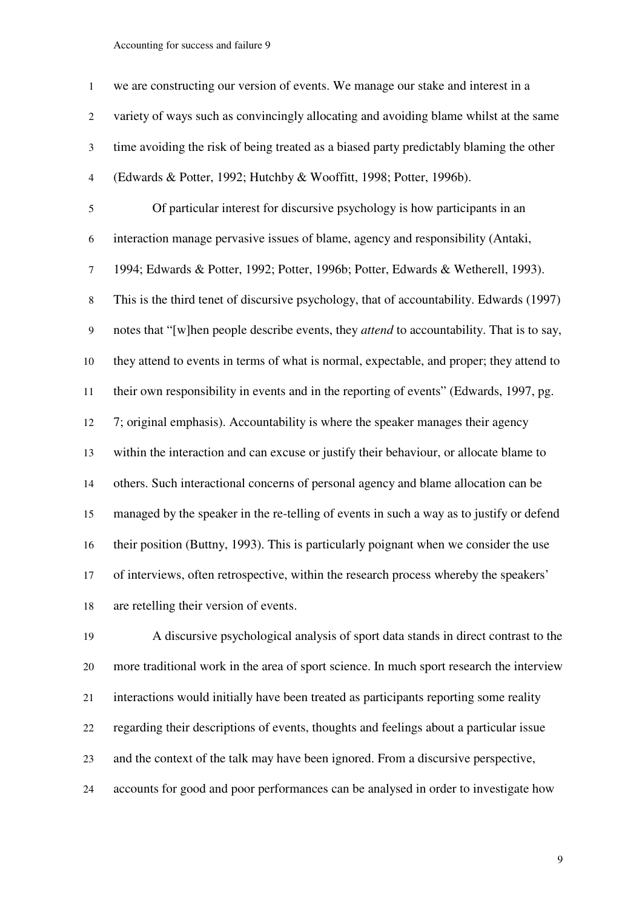we are constructing our version of events. We manage our stake and interest in a variety of ways such as convincingly allocating and avoiding blame whilst at the same time avoiding the risk of being treated as a biased party predictably blaming the other (Edwards & Potter, 1992; Hutchby & Wooffitt, 1998; Potter, 1996b).

Of particular interest for discursive psychology is how participants in an interaction manage pervasive issues of blame, agency and responsibility (Antaki, 1994; Edwards & Potter, 1992; Potter, 1996b; Potter, Edwards & Wetherell, 1993). This is the third tenet of discursive psychology, that of accountability. Edwards (1997) notes that "[w]hen people describe events, they *attend* to accountability. That is to say, they attend to events in terms of what is normal, expectable, and proper; they attend to their own responsibility in events and in the reporting of events" (Edwards, 1997, pg. 7; original emphasis). Accountability is where the speaker manages their agency within the interaction and can excuse or justify their behaviour, or allocate blame to others. Such interactional concerns of personal agency and blame allocation can be managed by the speaker in the re-telling of events in such a way as to justify or defend their position (Buttny, 1993). This is particularly poignant when we consider the use of interviews, often retrospective, within the research process whereby the speakers' are retelling their version of events.

A discursive psychological analysis of sport data stands in direct contrast to the more traditional work in the area of sport science. In much sport research the interview interactions would initially have been treated as participants reporting some reality regarding their descriptions of events, thoughts and feelings about a particular issue and the context of the talk may have been ignored. From a discursive perspective, accounts for good and poor performances can be analysed in order to investigate how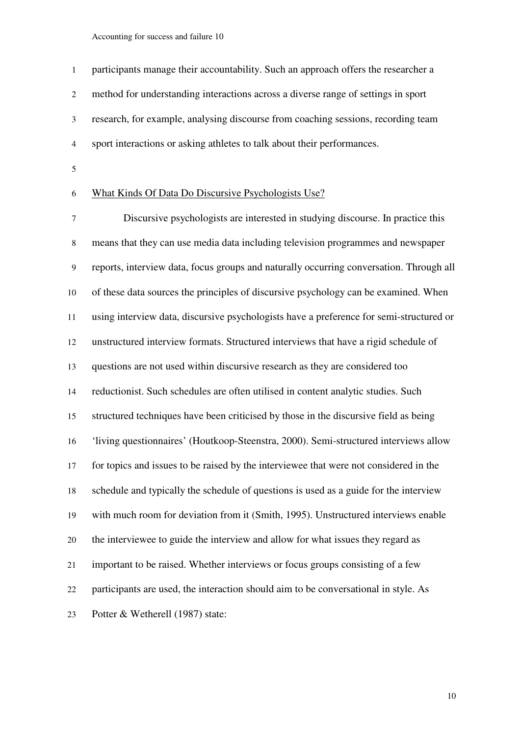participants manage their accountability. Such an approach offers the researcher a method for understanding interactions across a diverse range of settings in sport research, for example, analysing discourse from coaching sessions, recording team sport interactions or asking athletes to talk about their performances.

## What Kinds Of Data Do Discursive Psychologists Use?

Discursive psychologists are interested in studying discourse. In practice this means that they can use media data including television programmes and newspaper reports, interview data, focus groups and naturally occurring conversation. Through all of these data sources the principles of discursive psychology can be examined. When using interview data, discursive psychologists have a preference for semi-structured or unstructured interview formats. Structured interviews that have a rigid schedule of questions are not used within discursive research as they are considered too reductionist. Such schedules are often utilised in content analytic studies. Such structured techniques have been criticised by those in the discursive field as being 'living questionnaires' (Houtkoop-Steenstra, 2000). Semi-structured interviews allow for topics and issues to be raised by the interviewee that were not considered in the schedule and typically the schedule of questions is used as a guide for the interview with much room for deviation from it (Smith, 1995). Unstructured interviews enable the interviewee to guide the interview and allow for what issues they regard as important to be raised. Whether interviews or focus groups consisting of a few participants are used, the interaction should aim to be conversational in style. As Potter & Wetherell (1987) state: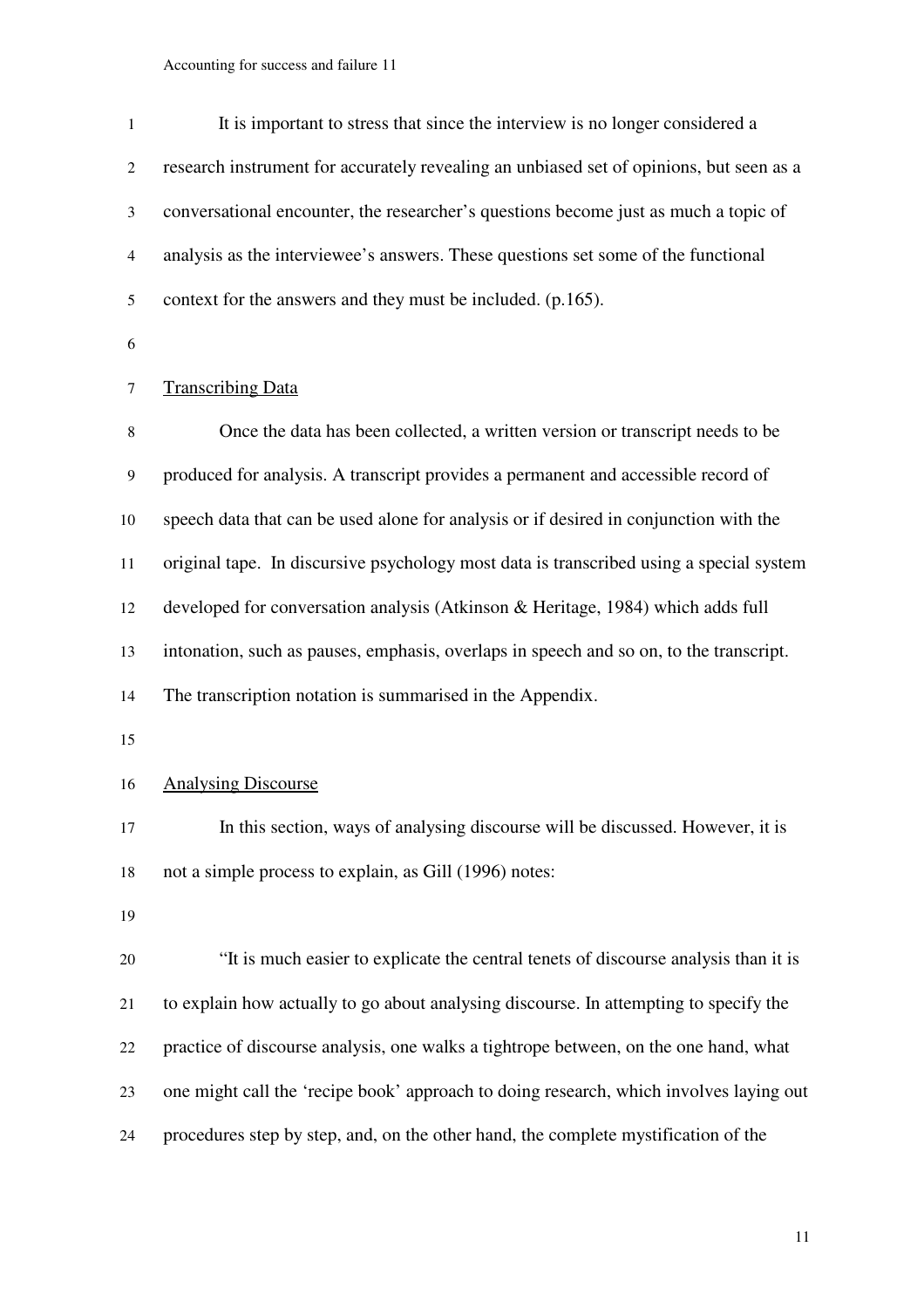It is important to stress that since the interview is no longer considered a research instrument for accurately revealing an unbiased set of opinions, but seen as a conversational encounter, the researcher's questions become just as much a topic of analysis as the interviewee's answers. These questions set some of the functional context for the answers and they must be included. (p.165).

## Transcribing Data

Once the data has been collected, a written version or transcript needs to be produced for analysis. A transcript provides a permanent and accessible record of speech data that can be used alone for analysis or if desired in conjunction with the original tape. In discursive psychology most data is transcribed using a special system developed for conversation analysis (Atkinson & Heritage, 1984) which adds full intonation, such as pauses, emphasis, overlaps in speech and so on, to the transcript. The transcription notation is summarised in the Appendix.

## Analysing Discourse

In this section, ways of analysing discourse will be discussed. However, it is not a simple process to explain, as Gill (1996) notes:

"It is much easier to explicate the central tenets of discourse analysis than it is to explain how actually to go about analysing discourse. In attempting to specify the practice of discourse analysis, one walks a tightrope between, on the one hand, what one might call the 'recipe book' approach to doing research, which involves laying out procedures step by step, and, on the other hand, the complete mystification of the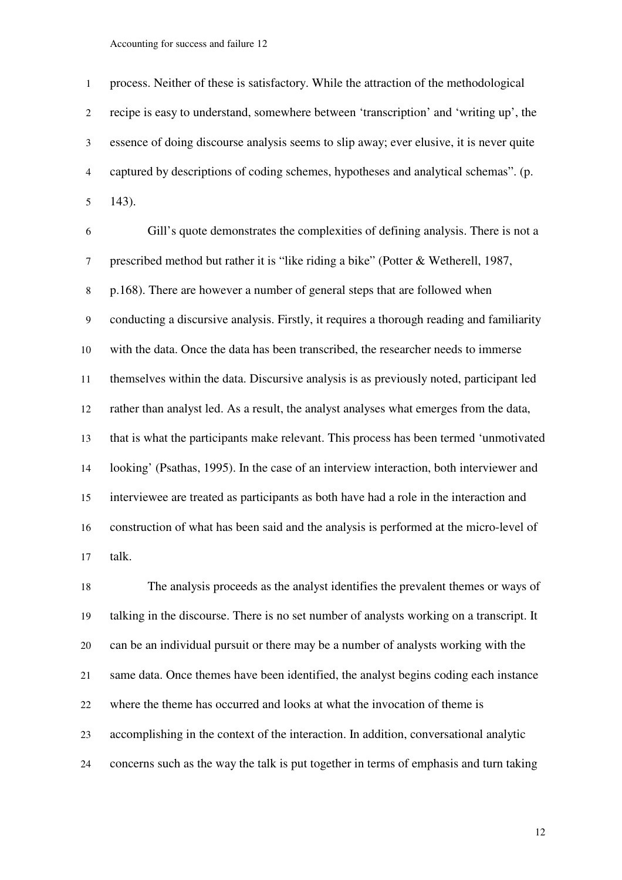process. Neither of these is satisfactory. While the attraction of the methodological recipe is easy to understand, somewhere between 'transcription' and 'writing up', the essence of doing discourse analysis seems to slip away; ever elusive, it is never quite captured by descriptions of coding schemes, hypotheses and analytical schemas". (p. 143).

Gill's quote demonstrates the complexities of defining analysis. There is not a prescribed method but rather it is "like riding a bike" (Potter & Wetherell, 1987, p.168). There are however a number of general steps that are followed when conducting a discursive analysis. Firstly, it requires a thorough reading and familiarity with the data. Once the data has been transcribed, the researcher needs to immerse themselves within the data. Discursive analysis is as previously noted, participant led rather than analyst led. As a result, the analyst analyses what emerges from the data, that is what the participants make relevant. This process has been termed 'unmotivated looking' (Psathas, 1995). In the case of an interview interaction, both interviewer and interviewee are treated as participants as both have had a role in the interaction and construction of what has been said and the analysis is performed at the micro-level of talk.

The analysis proceeds as the analyst identifies the prevalent themes or ways of talking in the discourse. There is no set number of analysts working on a transcript. It can be an individual pursuit or there may be a number of analysts working with the same data. Once themes have been identified, the analyst begins coding each instance where the theme has occurred and looks at what the invocation of theme is accomplishing in the context of the interaction. In addition, conversational analytic concerns such as the way the talk is put together in terms of emphasis and turn taking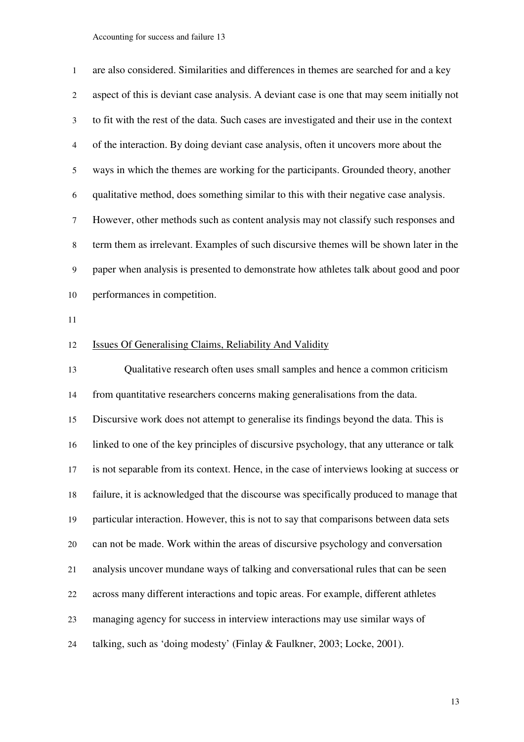are also considered. Similarities and differences in themes are searched for and a key aspect of this is deviant case analysis. A deviant case is one that may seem initially not to fit with the rest of the data. Such cases are investigated and their use in the context of the interaction. By doing deviant case analysis, often it uncovers more about the ways in which the themes are working for the participants. Grounded theory, another qualitative method, does something similar to this with their negative case analysis. However, other methods such as content analysis may not classify such responses and term them as irrelevant. Examples of such discursive themes will be shown later in the paper when analysis is presented to demonstrate how athletes talk about good and poor performances in competition.

<u>Issues Of Generalising Claims, Reliability And Validity</u>

Qualitative research often uses small samples and hence a common criticism from quantitative researchers concerns making generalisations from the data. Discursive work does not attempt to generalise its findings beyond the data. This is linked to one of the key principles of discursive psychology, that any utterance or talk is not separable from its context. Hence, in the case of interviews looking at success or failure, it is acknowledged that the discourse was specifically produced to manage that particular interaction. However, this is not to say that comparisons between data sets can not be made. Work within the areas of discursive psychology and conversation analysis uncover mundane ways of talking and conversational rules that can be seen across many different interactions and topic areas. For example, different athletes managing agency for success in interview interactions may use similar ways of talking, such as 'doing modesty' (Finlay & Faulkner, 2003; Locke, 2001).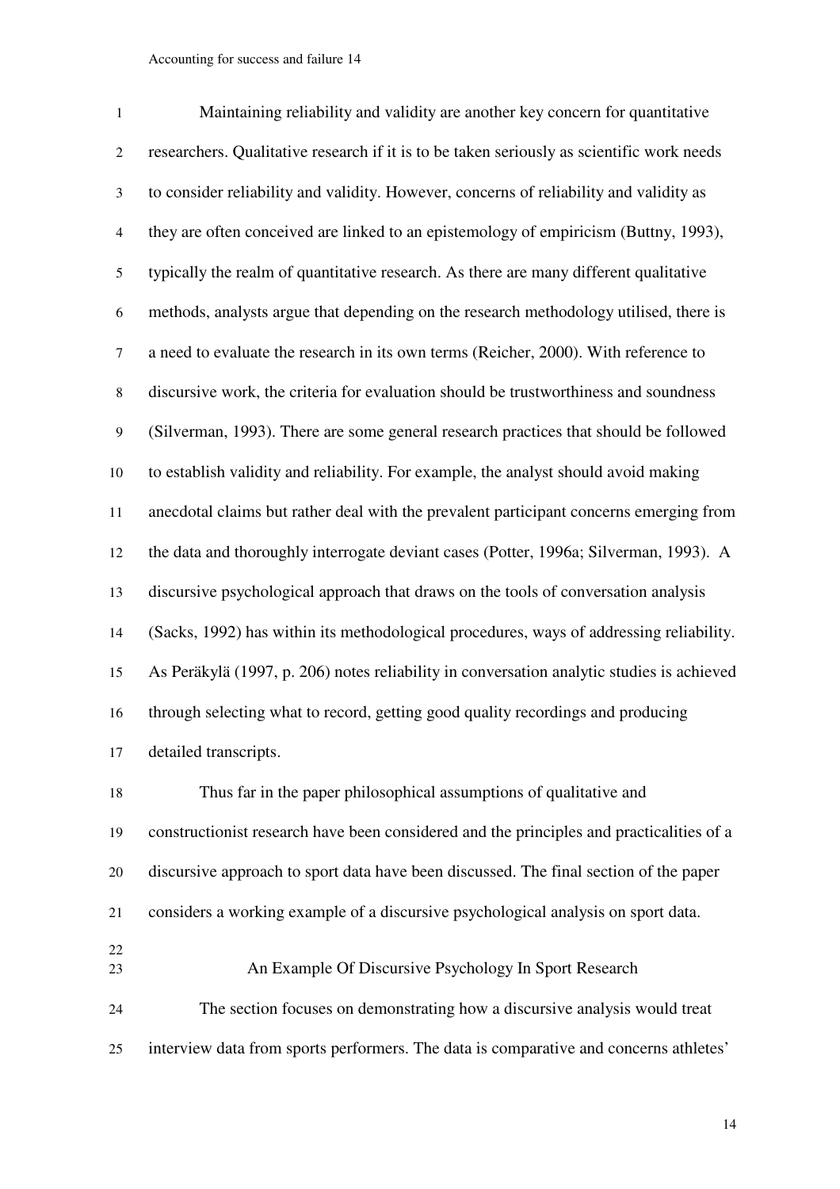Maintaining reliability and validity are another key concern for quantitative researchers. Qualitative research if it is to be taken seriously as scientific work needs to consider reliability and validity. However, concerns of reliability and validity as they are often conceived are linked to an epistemology of empiricism (Buttny, 1993), typically the realm of quantitative research. As there are many different qualitative methods, analysts argue that depending on the research methodology utilised, there is a need to evaluate the research in its own terms (Reicher, 2000). With reference to discursive work, the criteria for evaluation should be trustworthiness and soundness (Silverman, 1993). There are some general research practices that should be followed to establish validity and reliability. For example, the analyst should avoid making anecdotal claims but rather deal with the prevalent participant concerns emerging from the data and thoroughly interrogate deviant cases (Potter, 1996a; Silverman, 1993). A discursive psychological approach that draws on the tools of conversation analysis (Sacks, 1992) has within its methodological procedures, ways of addressing reliability. As Peräkylä (1997, p. 206) notes reliability in conversation analytic studies is achieved through selecting what to record, getting good quality recordings and producing detailed transcripts.

Thus far in the paper philosophical assumptions of qualitative and constructionist research have been considered and the principles and practicalities of a discursive approach to sport data have been discussed. The final section of the paper considers a working example of a discursive psychological analysis on sport data.

## An Example Of Discursive Psychology In Sport Research

The section focuses on demonstrating how a discursive analysis would treat interview data from sports performers. The data is comparative and concerns athletes'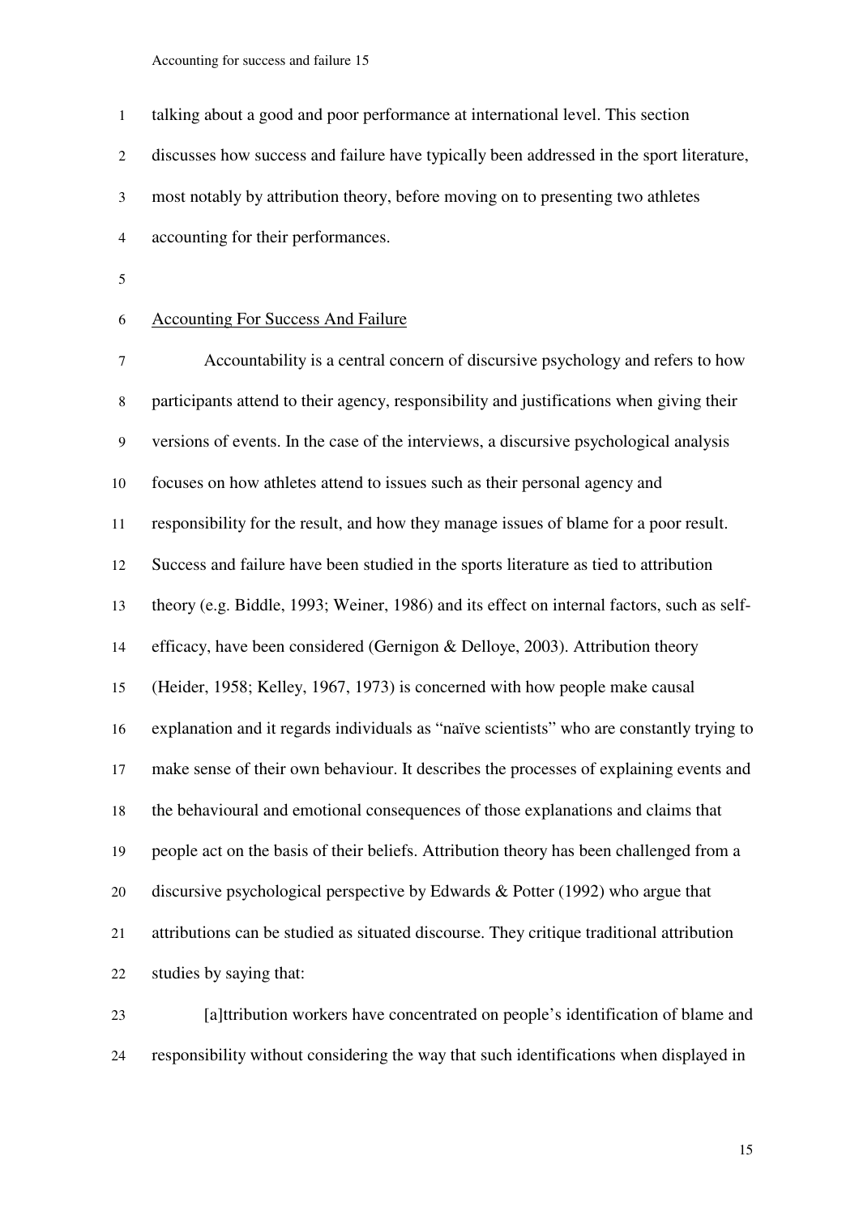talking about a good and poor performance at international level. This section discusses how success and failure have typically been addressed in the sport literature, most notably by attribution theory, before moving on to presenting two athletes accounting for their performances.

## Accounting For Success And Failure

Accountability is a central concern of discursive psychology and refers to how participants attend to their agency, responsibility and justifications when giving their versions of events. In the case of the interviews, a discursive psychological analysis focuses on how athletes attend to issues such as their personal agency and responsibility for the result, and how they manage issues of blame for a poor result. Success and failure have been studied in the sports literature as tied to attribution theory (e.g. Biddle, 1993; Weiner, 1986) and its effect on internal factors, such as self-efficacy, have been considered (Gernigon & Delloye, 2003). Attribution theory (Heider, 1958; Kelley, 1967, 1973) is concerned with how people make causal explanation and it regards individuals as "naïve scientists" who are constantly trying to make sense of their own behaviour. It describes the processes of explaining events and the behavioural and emotional consequences of those explanations and claims that people act on the basis of their beliefs. Attribution theory has been challenged from a discursive psychological perspective by Edwards & Potter (1992) who argue that attributions can be studied as situated discourse. They critique traditional attribution studies by saying that:

[a]ttribution workers have concentrated on people's identification of blame and responsibility without considering the way that such identifications when displayed in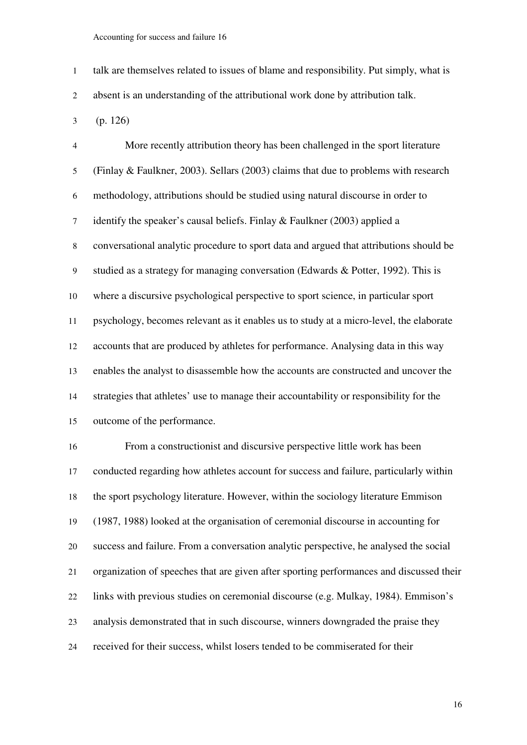talk are themselves related to issues of blame and responsibility. Put simply, what is absent is an understanding of the attributional work done by attribution talk. (p. 126)

More recently attribution theory has been challenged in the sport literature (Finlay & Faulkner, 2003). Sellars (2003) claims that due to problems with research methodology, attributions should be studied using natural discourse in order to identify the speaker's causal beliefs. Finlay & Faulkner (2003) applied a conversational analytic procedure to sport data and argued that attributions should be studied as a strategy for managing conversation (Edwards & Potter, 1992). This is where a discursive psychological perspective to sport science, in particular sport psychology, becomes relevant as it enables us to study at a micro-level, the elaborate accounts that are produced by athletes for performance. Analysing data in this way enables the analyst to disassemble how the accounts are constructed and uncover the strategies that athletes' use to manage their accountability or responsibility for the outcome of the performance.

From a constructionist and discursive perspective little work has been conducted regarding how athletes account for success and failure, particularly within the sport psychology literature. However, within the sociology literature Emmison (1987, 1988) looked at the organisation of ceremonial discourse in accounting for success and failure. From a conversation analytic perspective, he analysed the social organization of speeches that are given after sporting performances and discussed their links with previous studies on ceremonial discourse (e.g. Mulkay, 1984). Emmison's analysis demonstrated that in such discourse, winners downgraded the praise they received for their success, whilst losers tended to be commiserated for their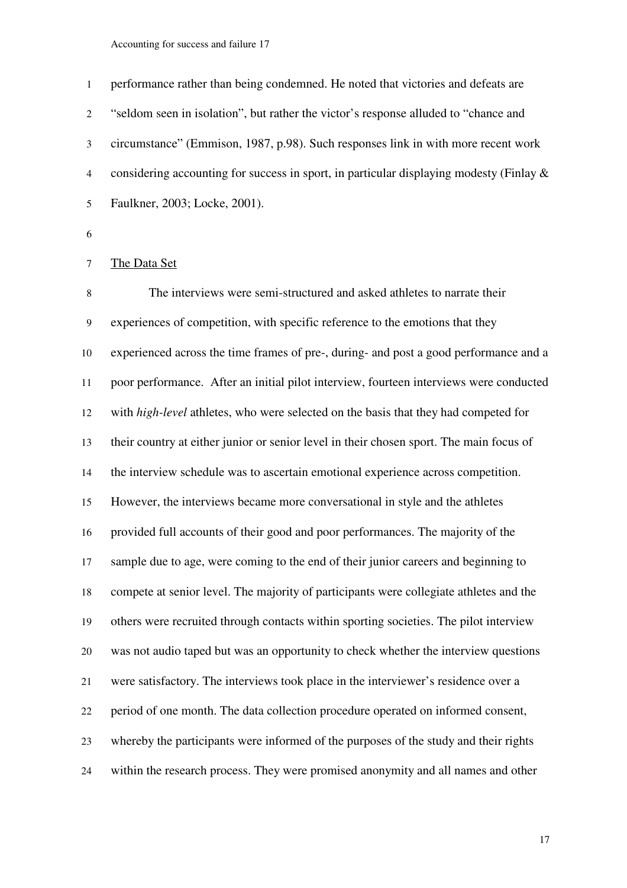performance rather than being condemned. He noted that victories and defeats are "seldom seen in isolation", but rather the victor's response alluded to "chance and circumstance" (Emmison, 1987, p.98). Such responses link in with more recent work considering accounting for success in sport, in particular displaying modesty (Finlay & Faulkner, 2003; Locke, 2001).

<u>The Data Set</u>

The interviews were semi-structured and asked athletes to narrate their experiences of competition, with specific reference to the emotions that they experienced across the time frames of pre-, during- and post a good performance and a poor performance. After an initial pilot interview, fourteen interviews were conducted with *high-level* athletes, who were selected on the basis that they had competed for their country at either junior or senior level in their chosen sport. The main focus of the interview schedule was to ascertain emotional experience across competition. However, the interviews became more conversational in style and the athletes provided full accounts of their good and poor performances. The majority of the sample due to age, were coming to the end of their junior careers and beginning to compete at senior level. The majority of participants were collegiate athletes and the others were recruited through contacts within sporting societies. The pilot interview was not audio taped but was an opportunity to check whether the interview questions were satisfactory. The interviews took place in the interviewer's residence over a period of one month. The data collection procedure operated on informed consent, whereby the participants were informed of the purposes of the study and their rights within the research process. They were promised anonymity and all names and other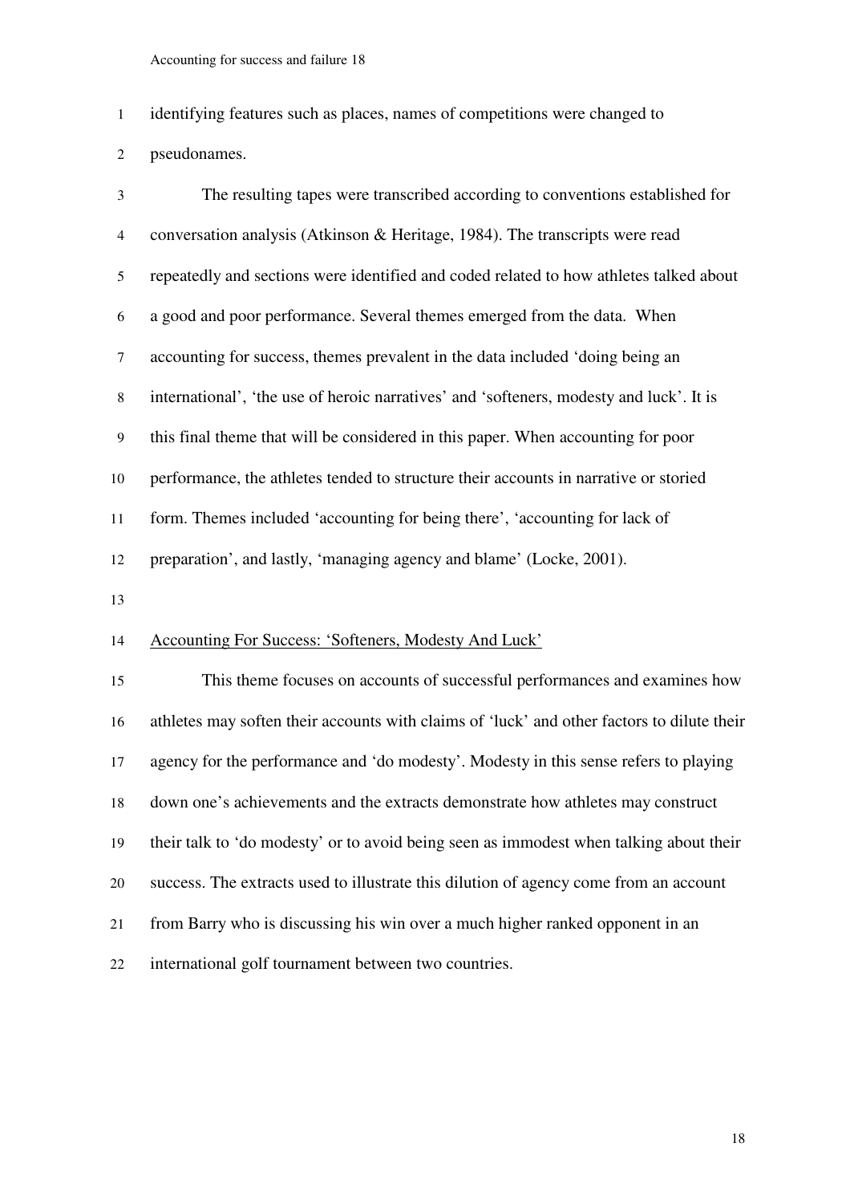identifying features such as places, names of competitions were changed to pseudonames.

The resulting tapes were transcribed according to conventions established for conversation analysis (Atkinson & Heritage, 1984). The transcripts were read repeatedly and sections were identified and coded related to how athletes talked about a good and poor performance. Several themes emerged from the data. When accounting for success, themes prevalent in the data included 'doing being an international', 'the use of heroic narratives' and 'softeners, modesty and luck'. It is this final theme that will be considered in this paper. When accounting for poor performance, the athletes tended to structure their accounts in narrative or storied form. Themes included 'accounting for being there', 'accounting for lack of preparation', and lastly, 'managing agency and blame' (Locke, 2001).

## Accounting For Success: 'Softeners, Modesty And Luck'

This theme focuses on accounts of successful performances and examines how athletes may soften their accounts with claims of 'luck' and other factors to dilute their agency for the performance and 'do modesty'. Modesty in this sense refers to playing down one's achievements and the extracts demonstrate how athletes may construct their talk to 'do modesty' or to avoid being seen as immodest when talking about their success. The extracts used to illustrate this dilution of agency come from an account from Barry who is discussing his win over a much higher ranked opponent in an international golf tournament between two countries.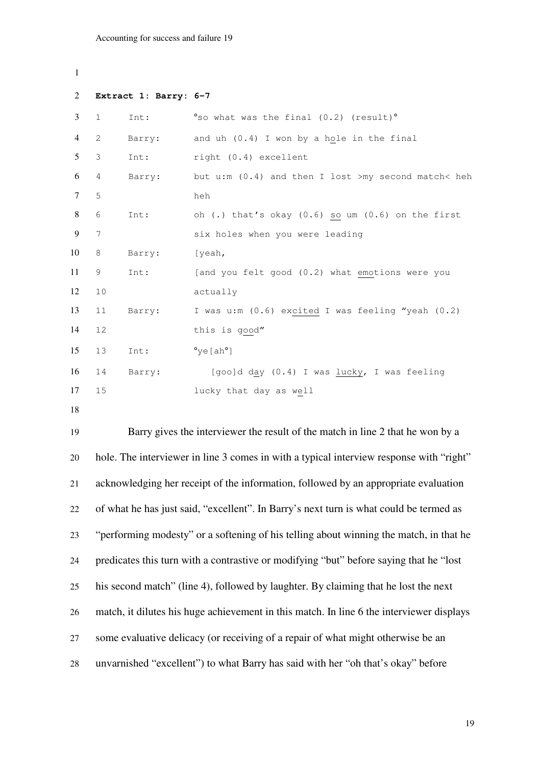**Extract 1: Barry: 6-7**

```
1    Int:      °so what was the final (0.2) (result)°
2    Barry:    and uh (0.4) I won by a hole in the final
3    Int:      right (0.4) excellent
4    Barry:    but u:m (0.4) and then I lost >my second match< heh
5              heh
6    Int:      oh (.) that's okay (0.6) so um (0.6) on the first
7              six holes when you were leading
8    Barry:    [yeah,
9    Int:      [and you felt good (0.2) what emotions were you
10             actually
11   Barry:    I was u:m (0.6) excited I was feeling "yeah (0.2)
12             this is good"
13   Int:      °ye[ah°]
14   Barry:       [goo]d day (0.4) I was lucky, I was feeling
15             lucky that day as well
```

Barry gives the interviewer the result of the match in line 2 that he won by a hole. The interviewer in line 3 comes in with a typical interview response with "right" acknowledging her receipt of the information, followed by an appropriate evaluation of what he has just said, "excellent". In Barry's next turn is what could be termed as "performing modesty" or a softening of his telling about winning the match, in that he predicates this turn with a contrastive or modifying "but" before saying that he "lost his second match" (line 4), followed by laughter. By claiming that he lost the next match, it dilutes his huge achievement in this match. In line 6 the interviewer displays some evaluative delicacy (or receiving of a repair of what might otherwise be an unvarnished "excellent") to what Barry has said with her "oh that's okay" before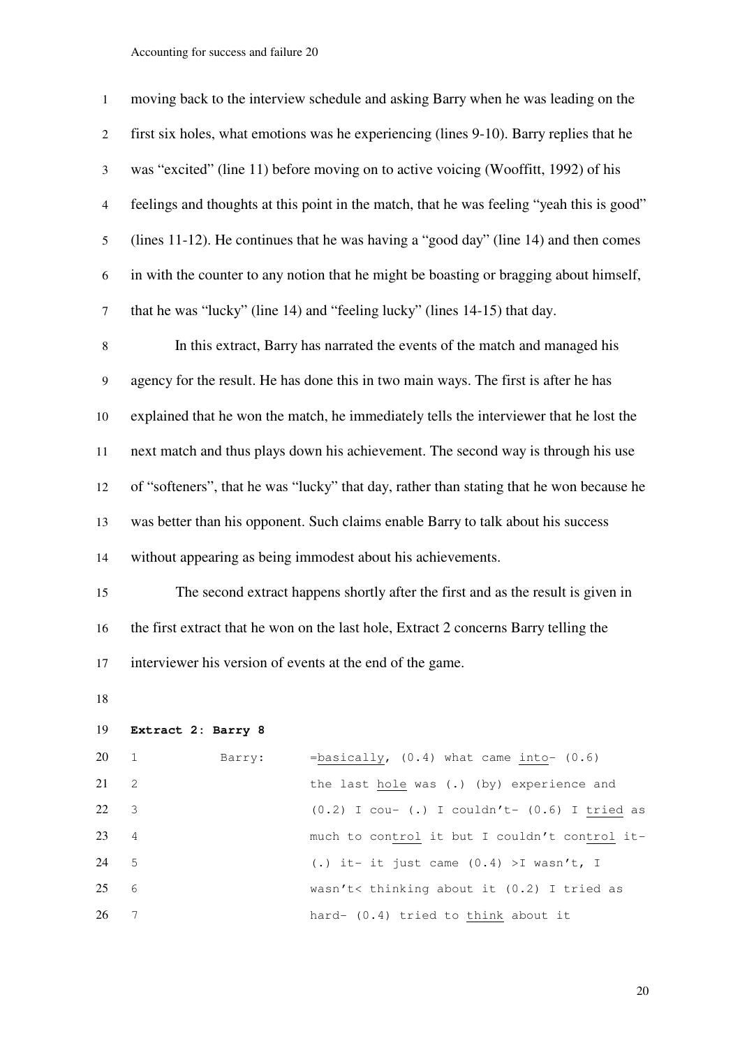moving back to the interview schedule and asking Barry when he was leading on the first six holes, what emotions was he experiencing (lines 9-10). Barry replies that he was "excited" (line 11) before moving on to active voicing (Wooffitt, 1992) of his feelings and thoughts at this point in the match, that he was feeling "yeah this is good" (lines 11-12). He continues that he was having a "good day" (line 14) and then comes in with the counter to any notion that he might be boasting or bragging about himself, that he was "lucky" (line 14) and "feeling lucky" (lines 14-15) that day.

In this extract, Barry has narrated the events of the match and managed his agency for the result. He has done this in two main ways. The first is after he has explained that he won the match, he immediately tells the interviewer that he lost the next match and thus plays down his achievement. The second way is through his use of "softeners", that he was "lucky" that day, rather than stating that he won because he was better than his opponent. Such claims enable Barry to talk about his success without appearing as being immodest about his achievements.

The second extract happens shortly after the first and as the result is given in the first extract that he won on the last hole, Extract 2 concerns Barry telling the interviewer his version of events at the end of the game.

**Extract 2: Barry 8**

```
1        Barry:     =basically, (0.4) what came into- (0.6)
2                   the last hole was (.) (by) experience and
3                   (0.2) I cou- (.) I couldn't- (0.6) I tried as
4                   much to control it but I couldn't control it-
5                   (.) it- it just came (0.4) >I wasn't, I
6                   wasn't< thinking about it (0.2) I tried as
7                   hard- (0.4) tried to think about it
```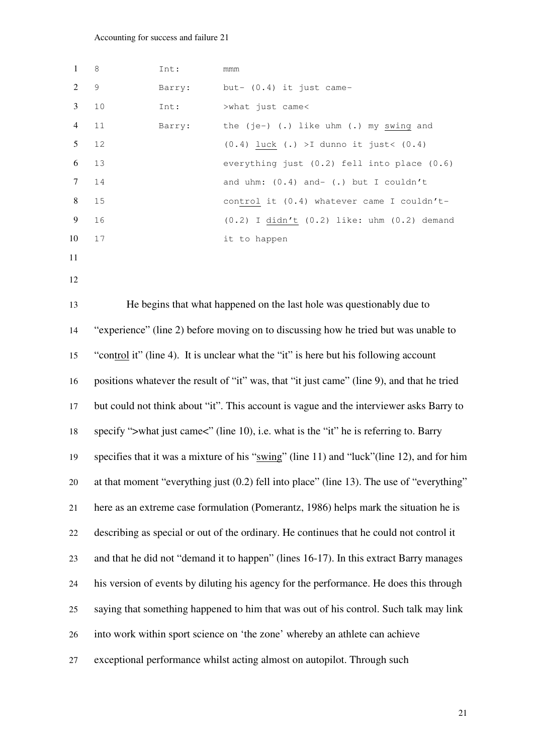```
8     Int:     mmm
9     Barry:   but- (0.4) it just came-
10    Int:     >what just came<
11    Barry:   the (je-) (.) like uhm (.) my swing and
12             (0.4) luck (.) >I dunno it just< (0.4)
13             everything just (0.2) fell into place (0.6)
14             and uhm: (0.4) and- (.) but I couldn't
15             control it (0.4) whatever came I couldn't-
16             (0.2) I didn't (0.2) like: uhm (0.2) demand
17             it to happen
```

He begins that what happened on the last hole was questionably due to "experience" (line 2) before moving on to discussing how he tried but was unable to "control it" (line 4). It is unclear what the "it" is here but his following account positions whatever the result of "it" was, that "it just came" (line 9), and that he tried but could not think about "it". This account is vague and the interviewer asks Barry to specify ">what just came<" (line 10), i.e. what is the "it" he is referring to. Barry specifies that it was a mixture of his "swing" (line 11) and "luck"(line 12), and for him at that moment "everything just (0.2) fell into place" (line 13). The use of "everything" here as an extreme case formulation (Pomerantz, 1986) helps mark the situation he is describing as special or out of the ordinary. He continues that he could not control it and that he did not "demand it to happen" (lines 16-17). In this extract Barry manages his version of events by diluting his agency for the performance. He does this through saying that something happened to him that was out of his control. Such talk may link into work within sport science on 'the zone' whereby an athlete can achieve exceptional performance whilst acting almost on autopilot. Through such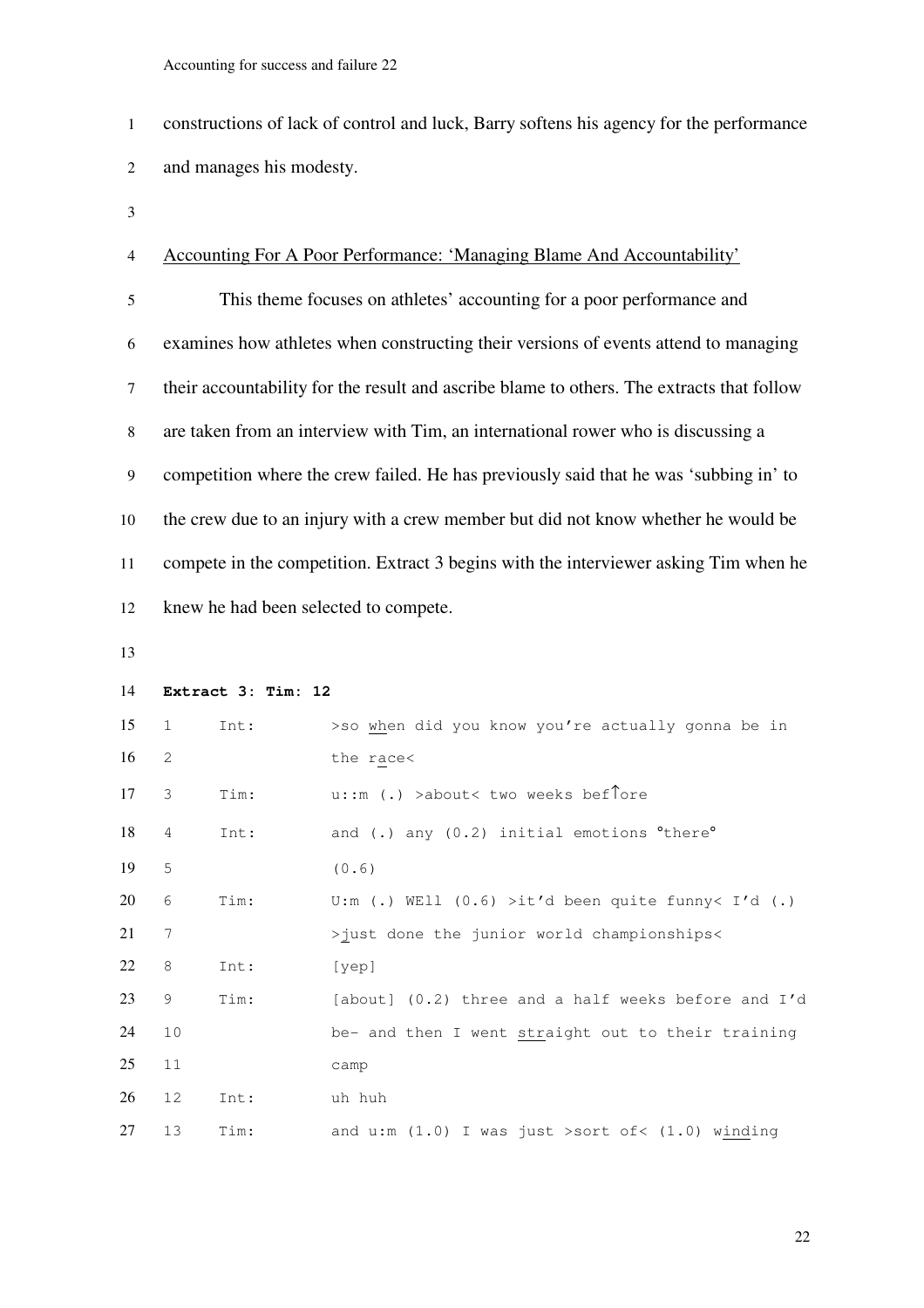constructions of lack of control and luck, Barry softens his agency for the performance and manages his modesty.

Accounting For A Poor Performance: 'Managing Blame And Accountability'

This theme focuses on athletes' accounting for a poor performance and examines how athletes when constructing their versions of events attend to managing their accountability for the result and ascribe blame to others. The extracts that follow are taken from an interview with Tim, an international rower who is discussing a competition where the crew failed. He has previously said that he was 'subbing in' to the crew due to an injury with a crew member but did not know whether he would be compete in the competition. Extract 3 begins with the interviewer asking Tim when he knew he had been selected to compete.

**Extract 3: Tim: 12**

```
1   Int:   >so when did you know you're actually gonna be in
2          the race<
3   Tim:   u::m (.) >about< two weeks bef↑ore
4   Int:   and (.) any (0.2) initial emotions °there°
5          (0.6)
6   Tim:   U:m (.) WEll (0.6) >it'd been quite funny< I'd (.)
7          >just done the junior world championships<
8   Int:   [yep]
9   Tim:   [about] (0.2) three and a half weeks before and I'd
10         be- and then I went straight out to their training
11         camp
12  Int:   uh huh
13  Tim:   and u:m (1.0) I was just >sort of< (1.0) winding
```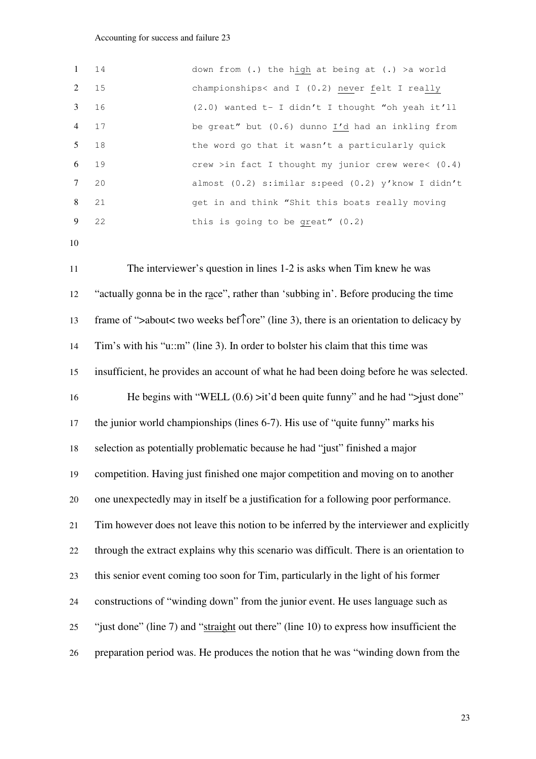```
14              down from (.) the high at being at (.) >a world
15              championships< and I (0.2) never felt I really
16              (2.0) wanted t- I didn't I thought "oh yeah it'll
17              be great" but (0.6) dunno I'd had an inkling from
18              the word go that it wasn't a particularly quick
19              crew >in fact I thought my junior crew were< (0.4)
20              almost (0.2) s:imilar s:peed (0.2) y'know I didn't
21              get in and think "Shit this boats really moving
22              this is going to be great" (0.2)
```

The interviewer's question in lines 1-2 is asks when Tim knew he was "actually gonna be in the race", rather than 'subbing in'. Before producing the time frame of ">about< two weeks bef↑ore" (line 3), there is an orientation to delicacy by Tim's with his "u::m" (line 3). In order to bolster his claim that this time was insufficient, he provides an account of what he had been doing before he was selected.

He begins with "WELL (0.6) >it'd been quite funny" and he had ">just done" the junior world championships (lines 6-7). His use of "quite funny" marks his selection as potentially problematic because he had "just" finished a major competition. Having just finished one major competition and moving on to another one unexpectedly may in itself be a justification for a following poor performance. Tim however does not leave this notion to be inferred by the interviewer and explicitly through the extract explains why this scenario was difficult. There is an orientation to this senior event coming too soon for Tim, particularly in the light of his former constructions of "winding down" from the junior event. He uses language such as "just done" (line 7) and "straight out there" (line 10) to express how insufficient the preparation period was. He produces the notion that he was "winding down from the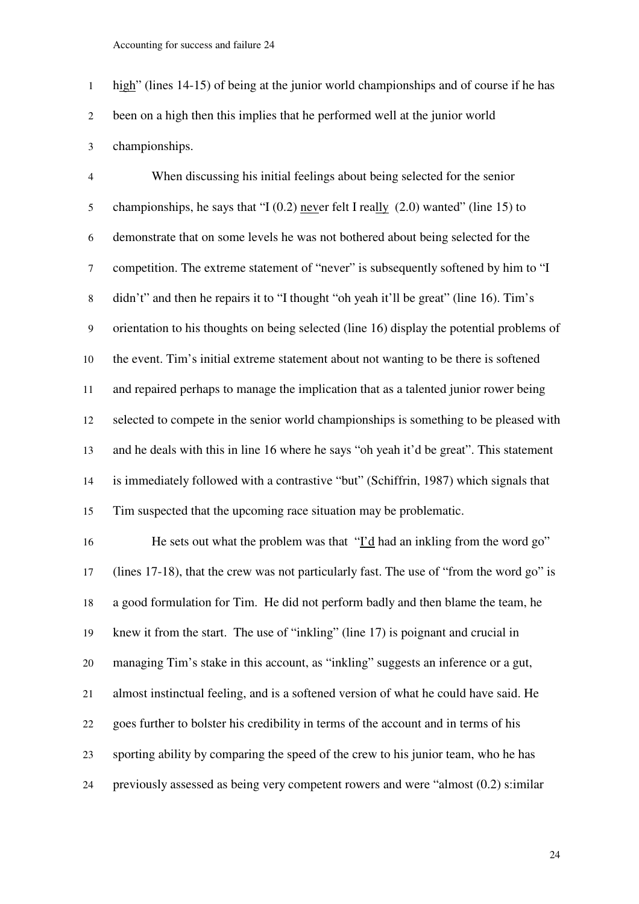high" (lines 14-15) of being at the junior world championships and of course if he has been on a high then this implies that he performed well at the junior world championships.

When discussing his initial feelings about being selected for the senior championships, he says that "I (0.2) never felt I really (2.0) wanted" (line 15) to demonstrate that on some levels he was not bothered about being selected for the competition. The extreme statement of "never" is subsequently softened by him to "I didn't" and then he repairs it to "I thought "oh yeah it'll be great" (line 16). Tim's orientation to his thoughts on being selected (line 16) display the potential problems of the event. Tim's initial extreme statement about not wanting to be there is softened and repaired perhaps to manage the implication that as a talented junior rower being selected to compete in the senior world championships is something to be pleased with and he deals with this in line 16 where he says "oh yeah it'd be great". This statement is immediately followed with a contrastive "but" (Schiffrin, 1987) which signals that Tim suspected that the upcoming race situation may be problematic.

He sets out what the problem was that "I'd had an inkling from the word go" (lines 17-18), that the crew was not particularly fast. The use of "from the word go" is a good formulation for Tim. He did not perform badly and then blame the team, he knew it from the start. The use of "inkling" (line 17) is poignant and crucial in managing Tim's stake in this account, as "inkling" suggests an inference or a gut, almost instinctual feeling, and is a softened version of what he could have said. He goes further to bolster his credibility in terms of the account and in terms of his sporting ability by comparing the speed of the crew to his junior team, who he has previously assessed as being very competent rowers and were "almost (0.2) s:imilar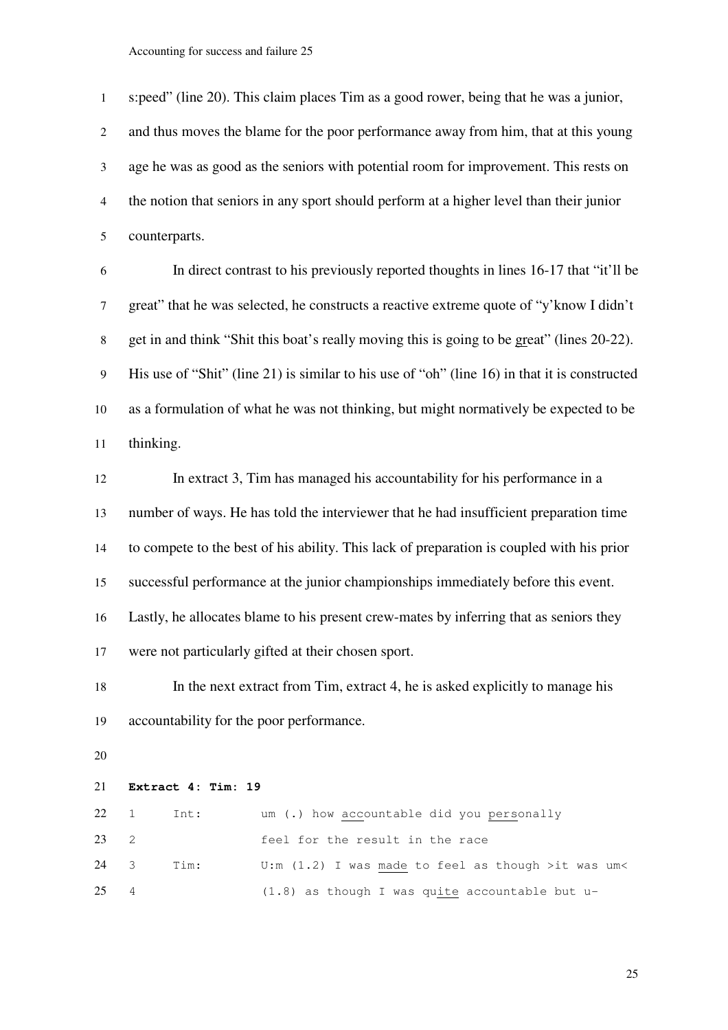s:peed" (line 20). This claim places Tim as a good rower, being that he was a junior, and thus moves the blame for the poor performance away from him, that at this young age he was as good as the seniors with potential room for improvement. This rests on the notion that seniors in any sport should perform at a higher level than their junior counterparts.

In direct contrast to his previously reported thoughts in lines 16-17 that "it'll be great" that he was selected, he constructs a reactive extreme quote of "y'know I didn't get in and think "Shit this boat's really moving this is going to be <u>gr</u>eat" (lines 20-22). His use of "Shit" (line 21) is similar to his use of "oh" (line 16) in that it is constructed as a formulation of what he was not thinking, but might normatively be expected to be thinking.

In extract 3, Tim has managed his accountability for his performance in a number of ways. He has told the interviewer that he had insufficient preparation time to compete to the best of his ability. This lack of preparation is coupled with his prior successful performance at the junior championships immediately before this event. Lastly, he allocates blame to his present crew-mates by inferring that as seniors they were not particularly gifted at their chosen sport.

In the next extract from Tim, extract 4, he is asked explicitly to manage his accountability for the poor performance.

**Extract 4: Tim: 19**

```
1   Int:    um (.) how accountable did you personally
2           feel for the result in the race
3   Tim:    U:m (1.2) I was made to feel as though >it was um<
4           (1.8) as though I was quite accountable but u-
```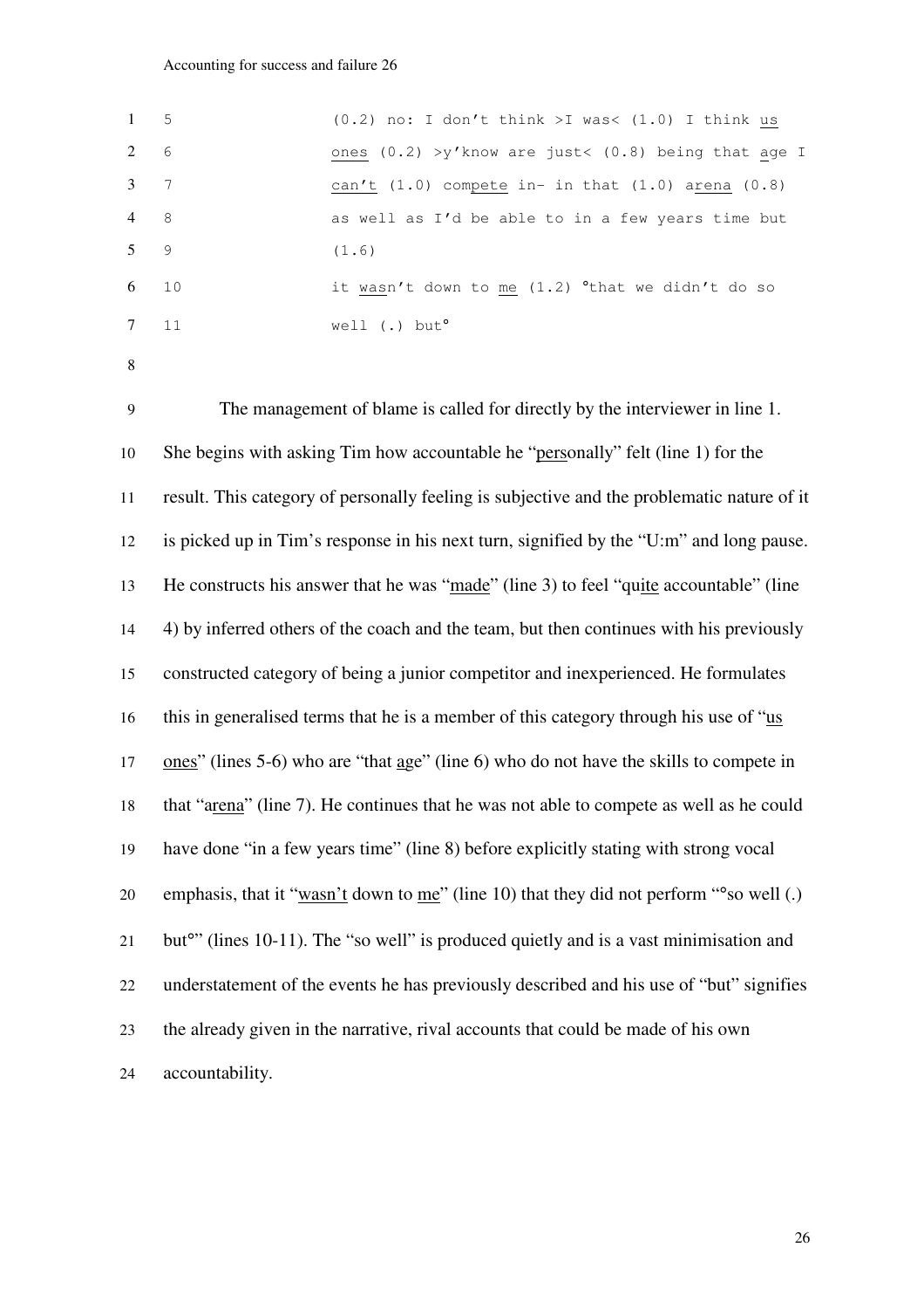```
5        (0.2) no: I don't think >I was< (1.0) I think us
6        ones (0.2) >y'know are just< (0.8) being that age I
7        can't (1.0) compete in- in that (1.0) arena (0.8)
8        as well as I'd be able to in a few years time but
9        (1.6)
10       it wasn't down to me (1.2) °that we didn't do so
11       well (.) but°
```

The management of blame is called for directly by the interviewer in line 1. She begins with asking Tim how accountable he "personally" felt (line 1) for the result. This category of personally feeling is subjective and the problematic nature of it is picked up in Tim's response in his next turn, signified by the "U:m" and long pause. He constructs his answer that he was "made" (line 3) to feel "quite accountable" (line 4) by inferred others of the coach and the team, but then continues with his previously constructed category of being a junior competitor and inexperienced. He formulates this in generalised terms that he is a member of this category through his use of "us ones" (lines 5-6) who are "that age" (line 6) who do not have the skills to compete in that "arena" (line 7). He continues that he was not able to compete as well as he could have done "in a few years time" (line 8) before explicitly stating with strong vocal emphasis, that it "wasn't down to me" (line 10) that they did not perform "°so well (.) but°" (lines 10-11). The "so well" is produced quietly and is a vast minimisation and understatement of the events he has previously described and his use of "but" signifies the already given in the narrative, rival accounts that could be made of his own accountability.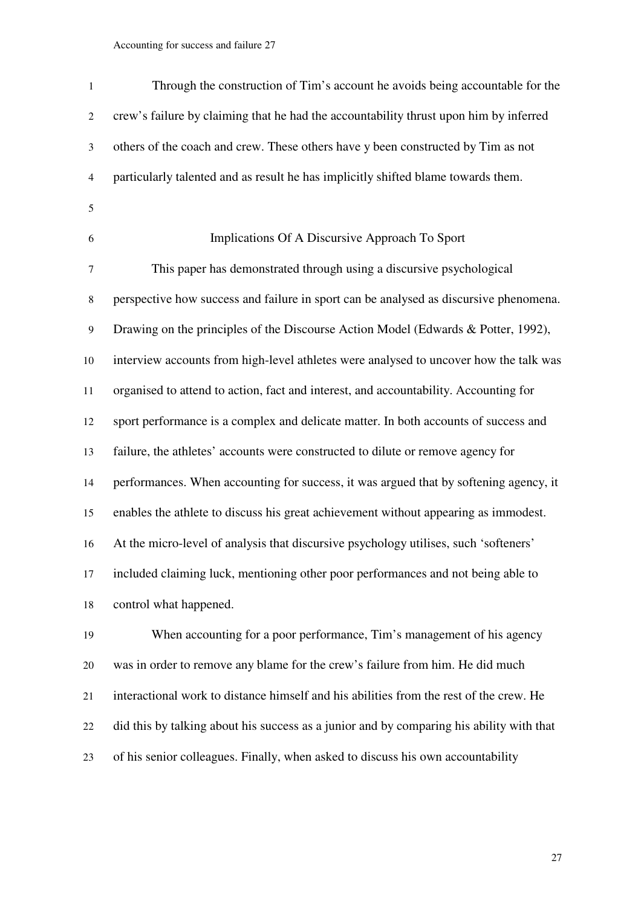Through the construction of Tim's account he avoids being accountable for the crew's failure by claiming that he had the accountability thrust upon him by inferred others of the coach and crew. These others have y been constructed by Tim as not particularly talented and as result he has implicitly shifted blame towards them.

## Implications Of A Discursive Approach To Sport

This paper has demonstrated through using a discursive psychological perspective how success and failure in sport can be analysed as discursive phenomena. Drawing on the principles of the Discourse Action Model (Edwards & Potter, 1992), interview accounts from high-level athletes were analysed to uncover how the talk was organised to attend to action, fact and interest, and accountability. Accounting for sport performance is a complex and delicate matter. In both accounts of success and failure, the athletes' accounts were constructed to dilute or remove agency for performances. When accounting for success, it was argued that by softening agency, it enables the athlete to discuss his great achievement without appearing as immodest. At the micro-level of analysis that discursive psychology utilises, such 'softeners' included claiming luck, mentioning other poor performances and not being able to control what happened.

When accounting for a poor performance, Tim's management of his agency was in order to remove any blame for the crew's failure from him. He did much interactional work to distance himself and his abilities from the rest of the crew. He did this by talking about his success as a junior and by comparing his ability with that of his senior colleagues. Finally, when asked to discuss his own accountability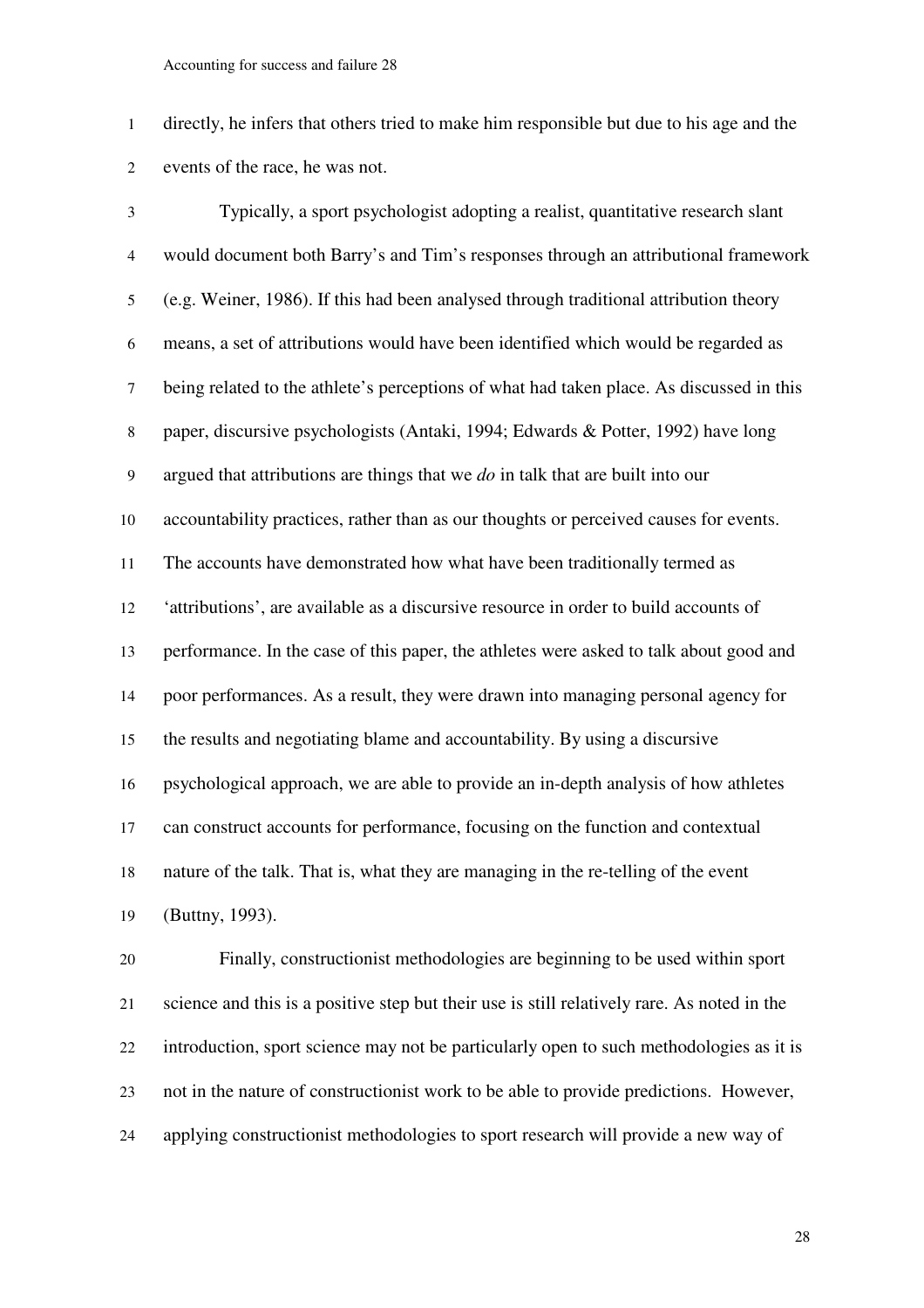directly, he infers that others tried to make him responsible but due to his age and the events of the race, he was not.

Typically, a sport psychologist adopting a realist, quantitative research slant would document both Barry's and Tim's responses through an attributional framework (e.g. Weiner, 1986). If this had been analysed through traditional attribution theory means, a set of attributions would have been identified which would be regarded as being related to the athlete's perceptions of what had taken place. As discussed in this paper, discursive psychologists (Antaki, 1994; Edwards & Potter, 1992) have long argued that attributions are things that we *do* in talk that are built into our accountability practices, rather than as our thoughts or perceived causes for events. The accounts have demonstrated how what have been traditionally termed as 'attributions', are available as a discursive resource in order to build accounts of performance. In the case of this paper, the athletes were asked to talk about good and poor performances. As a result, they were drawn into managing personal agency for the results and negotiating blame and accountability. By using a discursive psychological approach, we are able to provide an in-depth analysis of how athletes can construct accounts for performance, focusing on the function and contextual nature of the talk. That is, what they are managing in the re-telling of the event (Buttny, 1993).

Finally, constructionist methodologies are beginning to be used within sport science and this is a positive step but their use is still relatively rare. As noted in the introduction, sport science may not be particularly open to such methodologies as it is not in the nature of constructionist work to be able to provide predictions. However, applying constructionist methodologies to sport research will provide a new way of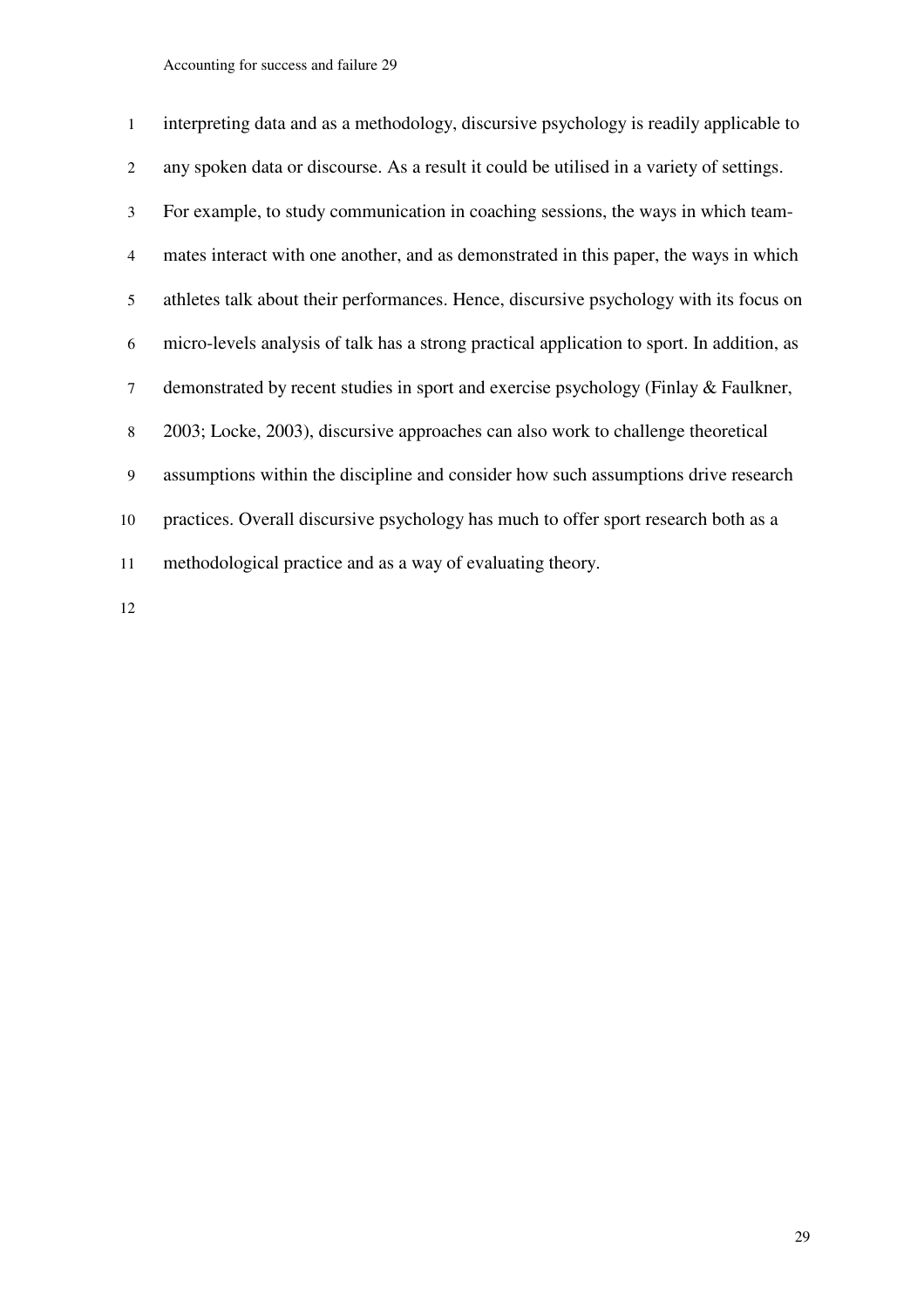interpreting data and as a methodology, discursive psychology is readily applicable to any spoken data or discourse. As a result it could be utilised in a variety of settings. For example, to study communication in coaching sessions, the ways in which team-mates interact with one another, and as demonstrated in this paper, the ways in which athletes talk about their performances. Hence, discursive psychology with its focus on micro-levels analysis of talk has a strong practical application to sport. In addition, as demonstrated by recent studies in sport and exercise psychology (Finlay & Faulkner, 2003; Locke, 2003), discursive approaches can also work to challenge theoretical assumptions within the discipline and consider how such assumptions drive research practices. Overall discursive psychology has much to offer sport research both as a methodological practice and as a way of evaluating theory.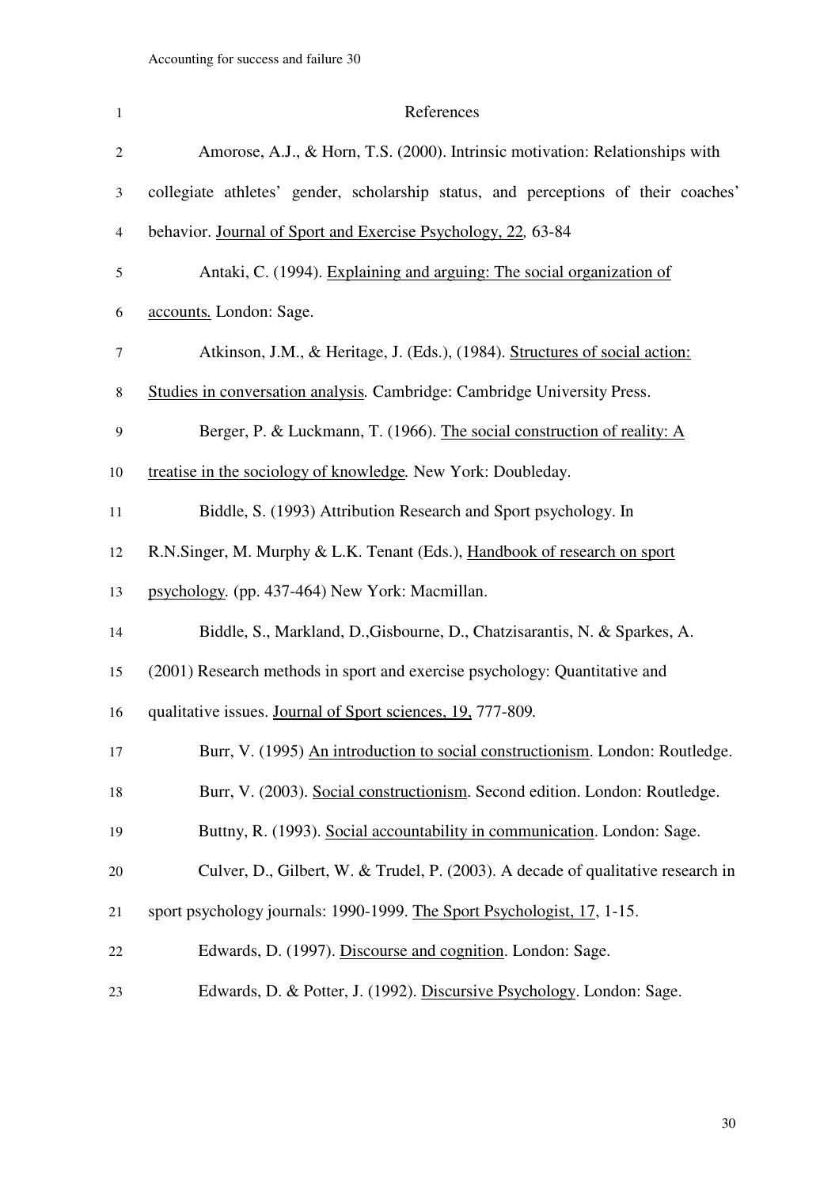# References

Amorose, A.J., & Horn, T.S. (2000). Intrinsic motivation: Relationships with collegiate athletes' gender, scholarship status, and perceptions of their coaches' behavior. Journal of Sport and Exercise Psychology, 22, 63-84

Antaki, C. (1994). Explaining and arguing: The social organization of accounts. London: Sage.

Atkinson, J.M., & Heritage, J. (Eds.), (1984). Structures of social action: Studies in conversation analysis. Cambridge: Cambridge University Press.

Berger, P. & Luckmann, T. (1966). The social construction of reality: A treatise in the sociology of knowledge. New York: Doubleday.

Biddle, S. (1993) Attribution Research and Sport psychology. In R.N.Singer, M. Murphy & L.K. Tenant (Eds.), Handbook of research on sport psychology. (pp. 437-464) New York: Macmillan.

Biddle, S., Markland, D.,Gisbourne, D., Chatzisarantis, N. & Sparkes, A. (2001) Research methods in sport and exercise psychology: Quantitative and qualitative issues. Journal of Sport sciences, 19, 777-809.

Burr, V. (1995) An introduction to social constructionism. London: Routledge.

Burr, V. (2003). Social constructionism. Second edition. London: Routledge.

Buttny, R. (1993). Social accountability in communication. London: Sage.

Culver, D., Gilbert, W. & Trudel, P. (2003). A decade of qualitative research in sport psychology journals: 1990-1999. The Sport Psychologist, 17, 1-15.

Edwards, D. (1997). Discourse and cognition. London: Sage.

Edwards, D. & Potter, J. (1992). Discursive Psychology. London: Sage.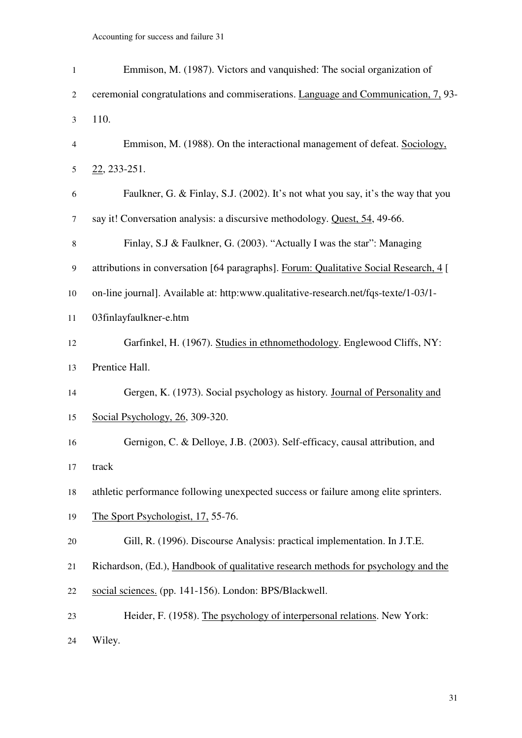Emmison, M. (1987). Victors and vanquished: The social organization of ceremonial congratulations and commiserations. Language and Communication, 7, 93-110.

Emmison, M. (1988). On the interactional management of defeat. Sociology, 22, 233-251.

Faulkner, G. & Finlay, S.J. (2002). It's not what you say, it's the way that you say it! Conversation analysis: a discursive methodology. Quest, 54, 49-66.

Finlay, S.J & Faulkner, G. (2003). "Actually I was the star": Managing attributions in conversation [64 paragraphs]. Forum: Qualitative Social Research, 4 [ on-line journal]. Available at: http:www.qualitative-research.net/fqs-texte/1-03/1-03finlayfaulkner-e.htm

Garfinkel, H. (1967). Studies in ethnomethodology. Englewood Cliffs, NY: Prentice Hall.

Gergen, K. (1973). Social psychology as history. Journal of Personality and Social Psychology, 26, 309-320.

Gernigon, C. & Delloye, J.B. (2003). Self-efficacy, causal attribution, and track

athletic performance following unexpected success or failure among elite sprinters. The Sport Psychologist, 17, 55-76.

Gill, R. (1996). Discourse Analysis: practical implementation. In J.T.E. Richardson, (Ed.), Handbook of qualitative research methods for psychology and the social sciences. (pp. 141-156). London: BPS/Blackwell.

Heider, F. (1958). The psychology of interpersonal relations. New York: Wiley.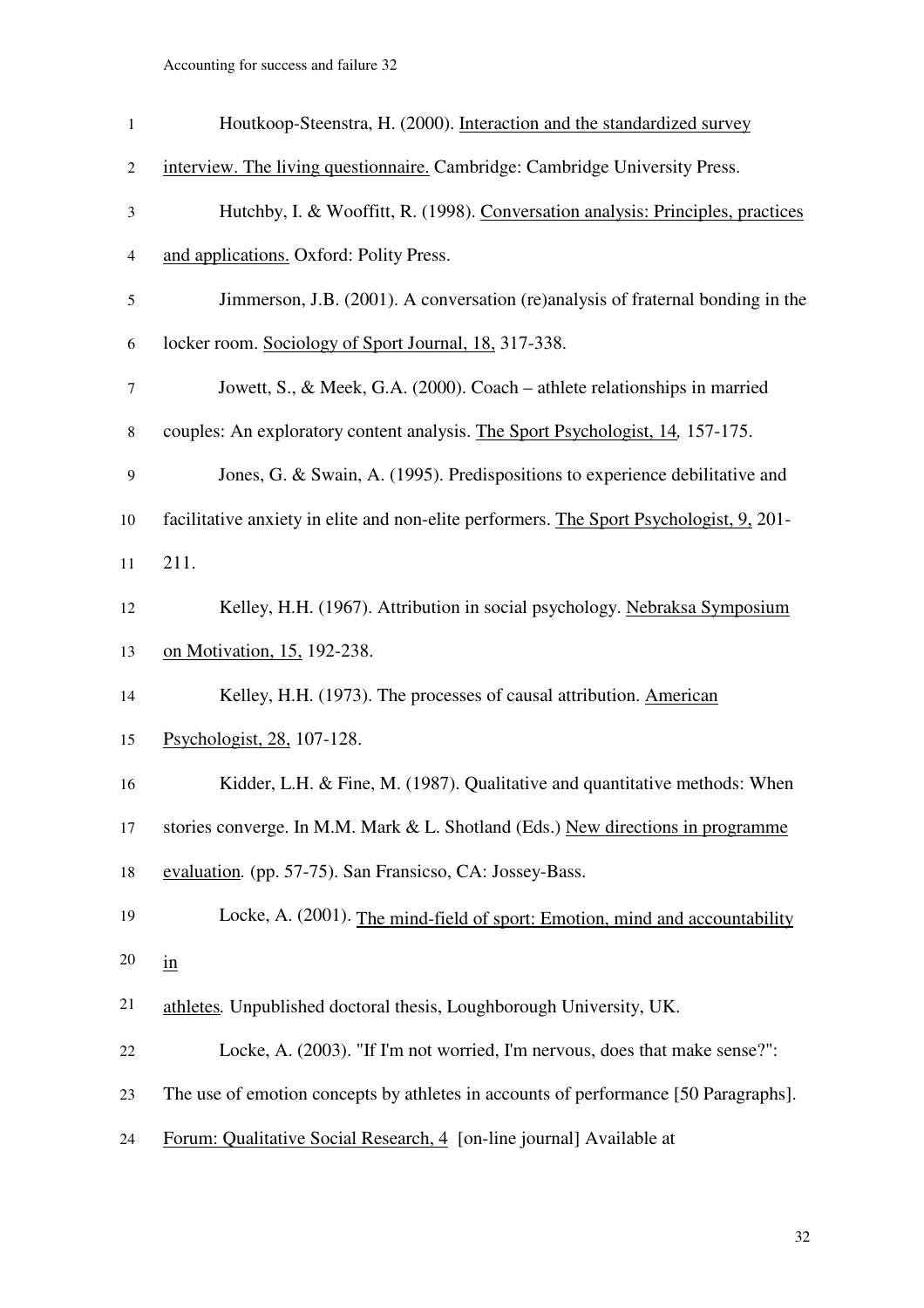Houtkoop-Steenstra, H. (2000). Interaction and the standardized survey interview. The living questionnaire. Cambridge: Cambridge University Press.

Hutchby, I. & Wooffitt, R. (1998). Conversation analysis: Principles, practices and applications. Oxford: Polity Press.

Jimmerson, J.B. (2001). A conversation (re)analysis of fraternal bonding in the locker room. Sociology of Sport Journal, 18, 317-338.

Jowett, S., & Meek, G.A. (2000). Coach – athlete relationships in married couples: An exploratory content analysis. The Sport Psychologist, 14, 157-175.

Jones, G. & Swain, A. (1995). Predispositions to experience debilitative and facilitative anxiety in elite and non-elite performers. The Sport Psychologist, 9, 201-211.

Kelley, H.H. (1967). Attribution in social psychology. Nebraksa Symposium on Motivation, 15, 192-238.

Kelley, H.H. (1973). The processes of causal attribution. American Psychologist, 28, 107-128.

Kidder, L.H. & Fine, M. (1987). Qualitative and quantitative methods: When stories converge. In M.M. Mark & L. Shotland (Eds.) New directions in programme evaluation. (pp. 57-75). San Fransicso, CA: Jossey-Bass.

Locke, A. (2001). The mind-field of sport: Emotion, mind and accountability in athletes. Unpublished doctoral thesis, Loughborough University, UK.

Locke, A. (2003). "If I'm not worried, I'm nervous, does that make sense?": The use of emotion concepts by athletes in accounts of performance [50 Paragraphs]. Forum: Qualitative Social Research, 4 [on-line journal] Available at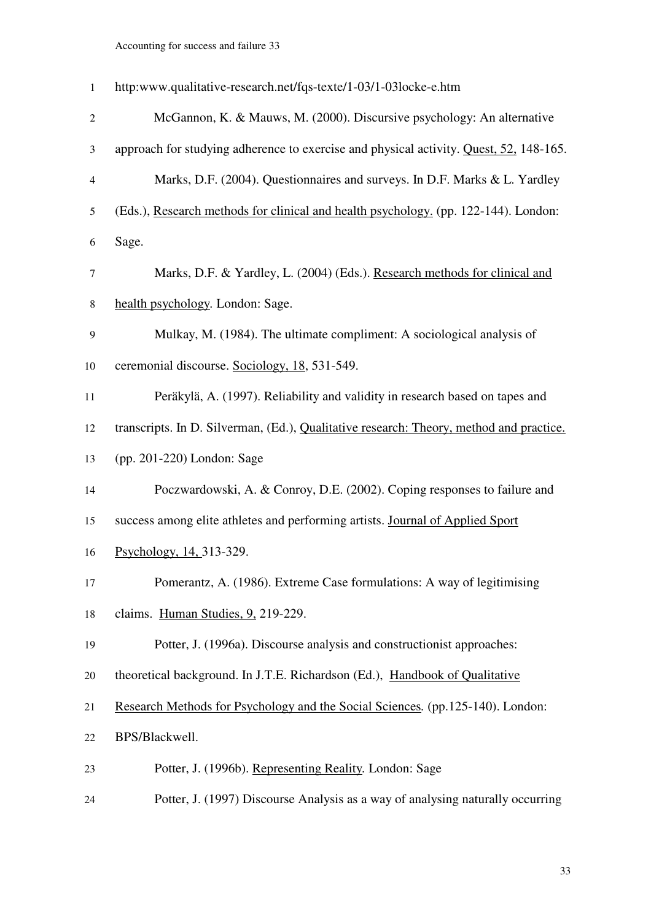http:www.qualitative-research.net/fqs-texte/1-03/1-03locke-e.htm

McGannon, K. & Mauws, M. (2000). Discursive psychology: An alternative approach for studying adherence to exercise and physical activity. Quest, 52, 148-165.

Marks, D.F. (2004). Questionnaires and surveys. In D.F. Marks & L. Yardley (Eds.), Research methods for clinical and health psychology. (pp. 122-144). London: Sage.

Marks, D.F. & Yardley, L. (2004) (Eds.). Research methods for clinical and health psychology. London: Sage.

Mulkay, M. (1984). The ultimate compliment: A sociological analysis of ceremonial discourse. Sociology, 18, 531-549.

Peräkylä, A. (1997). Reliability and validity in research based on tapes and transcripts. In D. Silverman, (Ed.), Qualitative research: Theory, method and practice. (pp. 201-220) London: Sage

Poczwardowski, A. & Conroy, D.E. (2002). Coping responses to failure and success among elite athletes and performing artists. Journal of Applied Sport Psychology, 14, 313-329.

Pomerantz, A. (1986). Extreme Case formulations: A way of legitimising claims. Human Studies, 9, 219-229.

Potter, J. (1996a). Discourse analysis and constructionist approaches: theoretical background. In J.T.E. Richardson (Ed.), Handbook of Qualitative Research Methods for Psychology and the Social Sciences. (pp.125-140). London: BPS/Blackwell.

Potter, J. (1996b). Representing Reality. London: Sage

Potter, J. (1997) Discourse Analysis as a way of analysing naturally occurring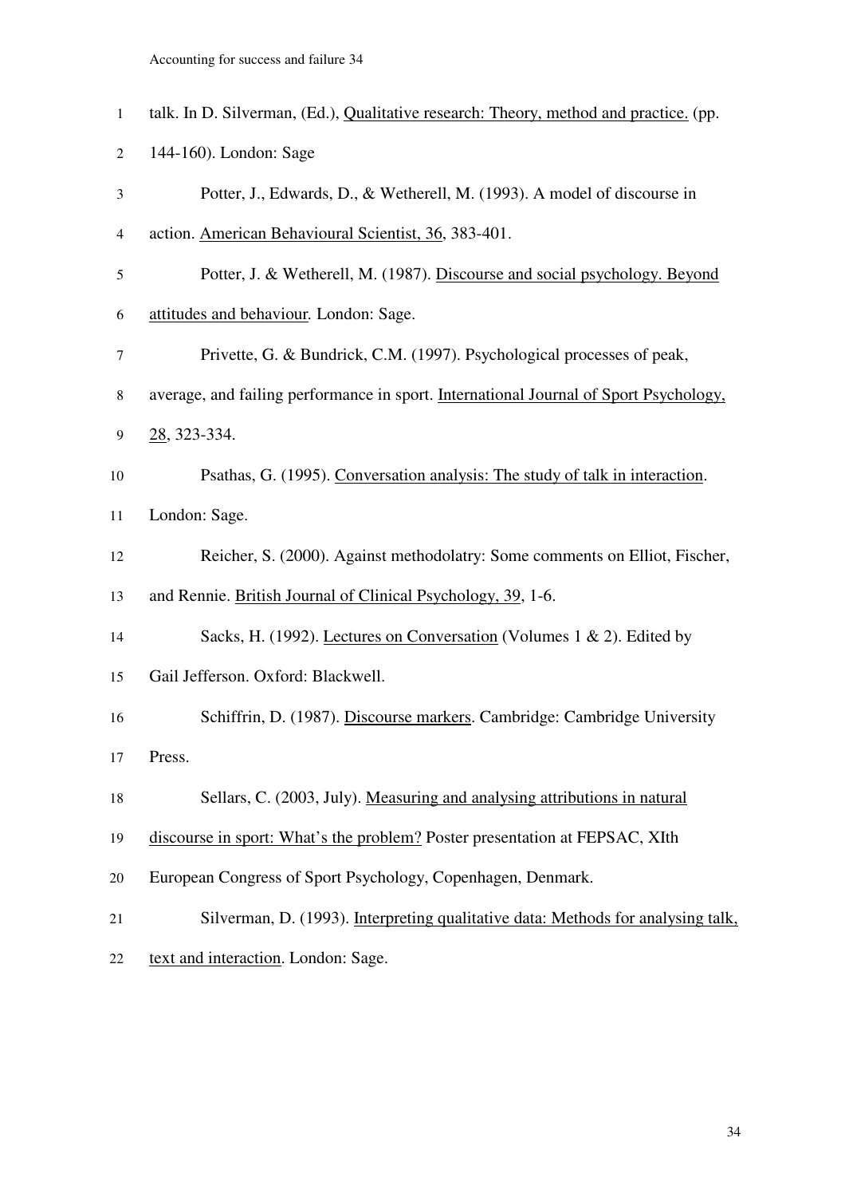talk. In D. Silverman, (Ed.), Qualitative research: Theory, method and practice. (pp. 144-160). London: Sage

Potter, J., Edwards, D., & Wetherell, M. (1993). A model of discourse in action. American Behavioural Scientist, 36, 383-401.

Potter, J. & Wetherell, M. (1987). Discourse and social psychology. Beyond attitudes and behaviour. London: Sage.

Privette, G. & Bundrick, C.M. (1997). Psychological processes of peak, average, and failing performance in sport. International Journal of Sport Psychology, 28, 323-334.

Psathas, G. (1995). Conversation analysis: The study of talk in interaction. London: Sage.

Reicher, S. (2000). Against methodolatry: Some comments on Elliot, Fischer, and Rennie. British Journal of Clinical Psychology, 39, 1-6.

Sacks, H. (1992). Lectures on Conversation (Volumes 1 & 2). Edited by Gail Jefferson. Oxford: Blackwell.

Schiffrin, D. (1987). Discourse markers. Cambridge: Cambridge University Press.

Sellars, C. (2003, July). Measuring and analysing attributions in natural discourse in sport: What's the problem? Poster presentation at FEPSAC, XIth European Congress of Sport Psychology, Copenhagen, Denmark.

Silverman, D. (1993). Interpreting qualitative data: Methods for analysing talk, text and interaction. London: Sage.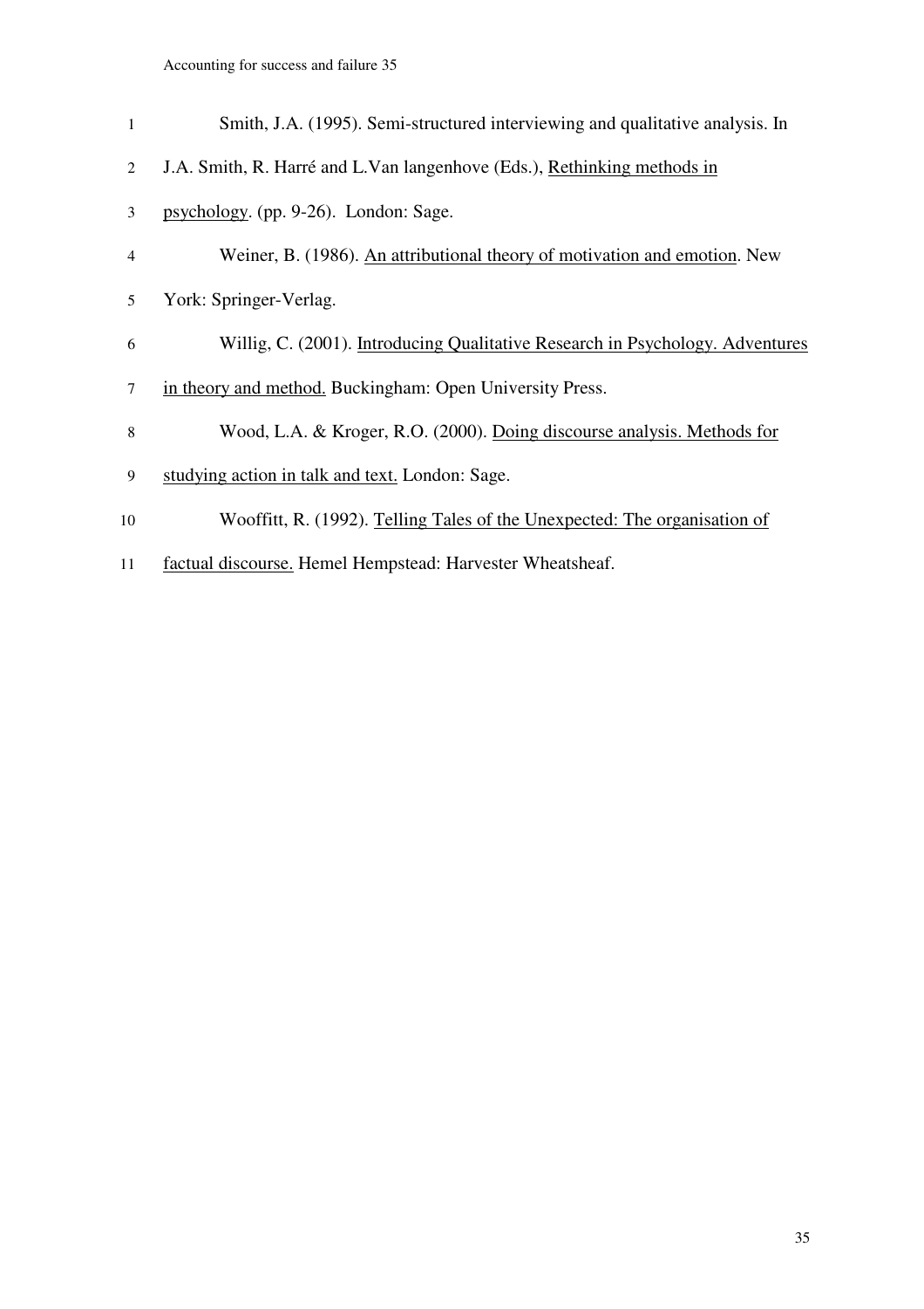Smith, J.A. (1995). Semi-structured interviewing and qualitative analysis. In J.A. Smith, R. Harré and L.Van langenhove (Eds.), Rethinking methods in psychology. (pp. 9-26). London: Sage.

Weiner, B. (1986). An attributional theory of motivation and emotion. New York: Springer-Verlag.

Willig, C. (2001). Introducing Qualitative Research in Psychology. Adventures in theory and method. Buckingham: Open University Press.

Wood, L.A. & Kroger, R.O. (2000). Doing discourse analysis. Methods for studying action in talk and text. London: Sage.

Wooffitt, R. (1992). Telling Tales of the Unexpected: The organisation of factual discourse. Hemel Hempstead: Harvester Wheatsheaf.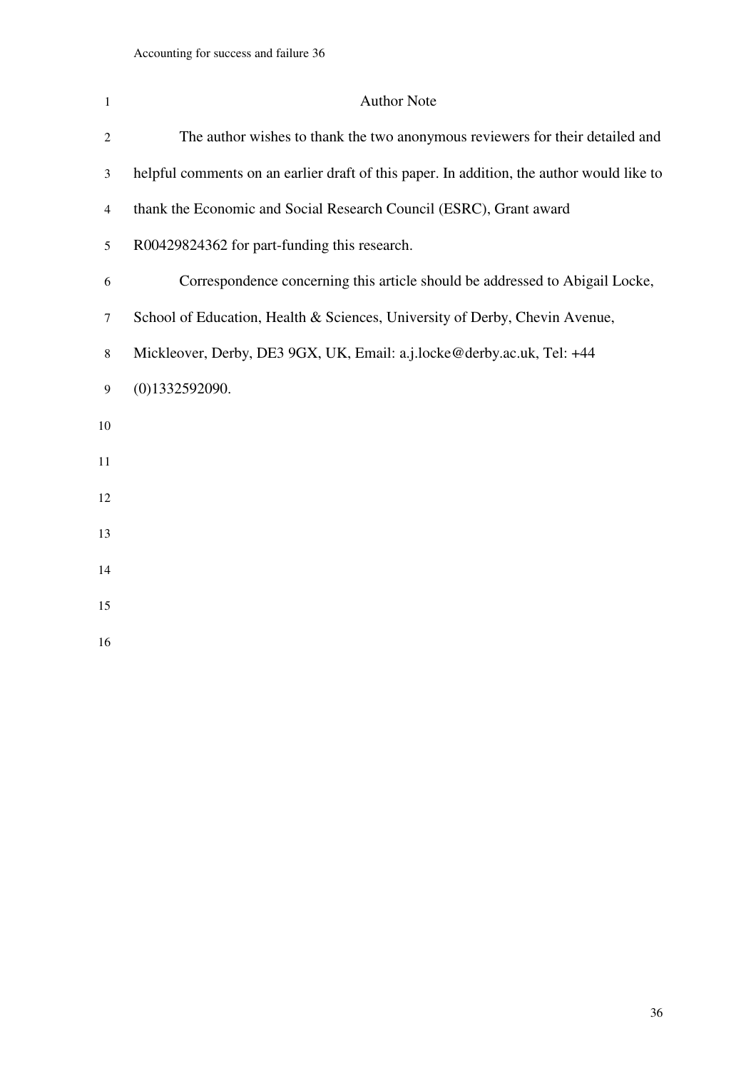# Author Note

The author wishes to thank the two anonymous reviewers for their detailed and helpful comments on an earlier draft of this paper. In addition, the author would like to thank the Economic and Social Research Council (ESRC), Grant award R00429824362 for part-funding this research.

Correspondence concerning this article should be addressed to Abigail Locke, School of Education, Health & Sciences, University of Derby, Chevin Avenue, Mickleover, Derby, DE3 9GX, UK, Email: a.j.locke@derby.ac.uk, Tel: +44 (0)1332592090.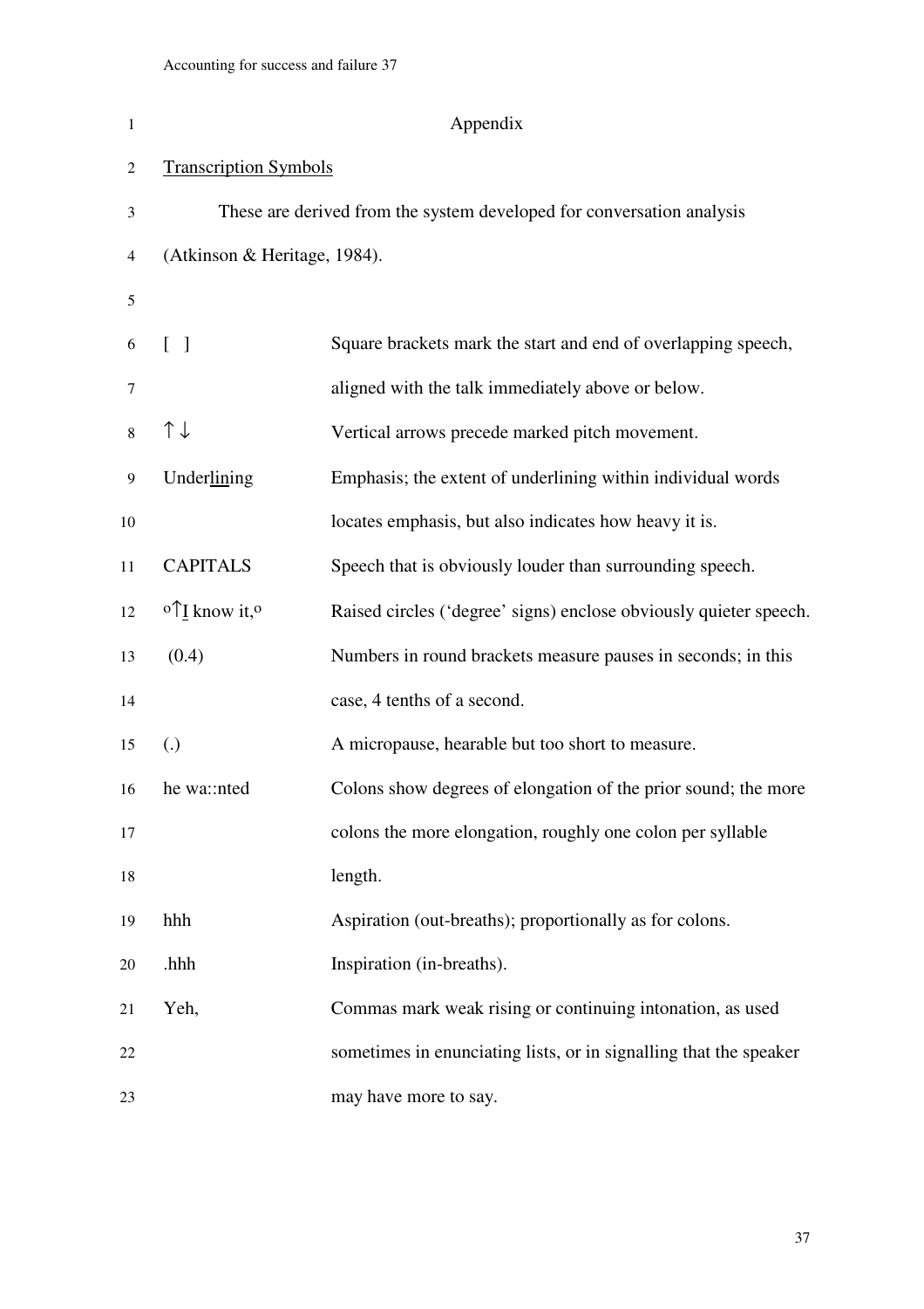# Appendix

## Transcription Symbols

These are derived from the system developed for conversation analysis (Atkinson & Heritage, 1984).

| | |
|---|---|
| [ ] | Square brackets mark the start and end of overlapping speech, aligned with the talk immediately above or below. |
| ↑ ↓ | Vertical arrows precede marked pitch movement. |
| Under<u>lin</u>ing | Emphasis; the extent of underlining within individual words locates emphasis, but also indicates how heavy it is. |
| CAPITALS | Speech that is obviously louder than surrounding speech. |
| °↑<u>I</u> know it,° | Raised circles ('degree' signs) enclose obviously quieter speech. |
| (0.4) | Numbers in round brackets measure pauses in seconds; in this case, 4 tenths of a second. |
| (.) | A micropause, hearable but too short to measure. |
| he wa::nted | Colons show degrees of elongation of the prior sound; the more colons the more elongation, roughly one colon per syllable length. |
| hhh | Aspiration (out-breaths); proportionally as for colons. |
| .hhh | Inspiration (in-breaths). |
| Yeh, | Commas mark weak rising or continuing intonation, as used sometimes in enunciating lists, or in signalling that the speaker may have more to say. |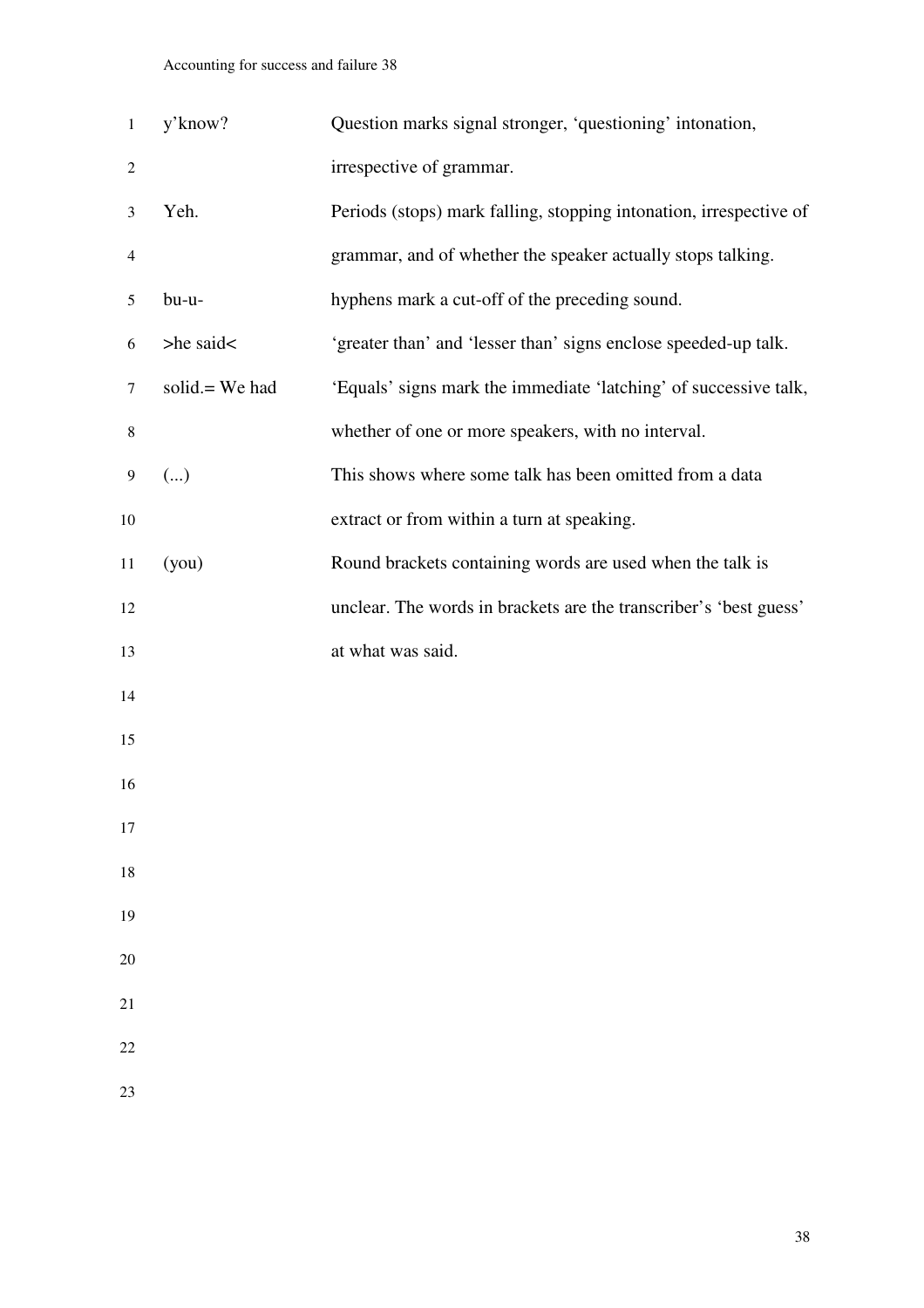| | |
|---|---|
| y'know? | Question marks signal stronger, 'questioning' intonation, irrespective of grammar. |
| Yeh. | Periods (stops) mark falling, stopping intonation, irrespective of grammar, and of whether the speaker actually stops talking. |
| bu-u- | hyphens mark a cut-off of the preceding sound. |
| >he said< | 'greater than' and 'lesser than' signs enclose speeded-up talk. |
| solid.= We had | 'Equals' signs mark the immediate 'latching' of successive talk, whether of one or more speakers, with no interval. |
| (...) | This shows where some talk has been omitted from a data extract or from within a turn at speaking. |
| (you) | Round brackets containing words are used when the talk is unclear. The words in brackets are the transcriber's 'best guess' at what was said. |